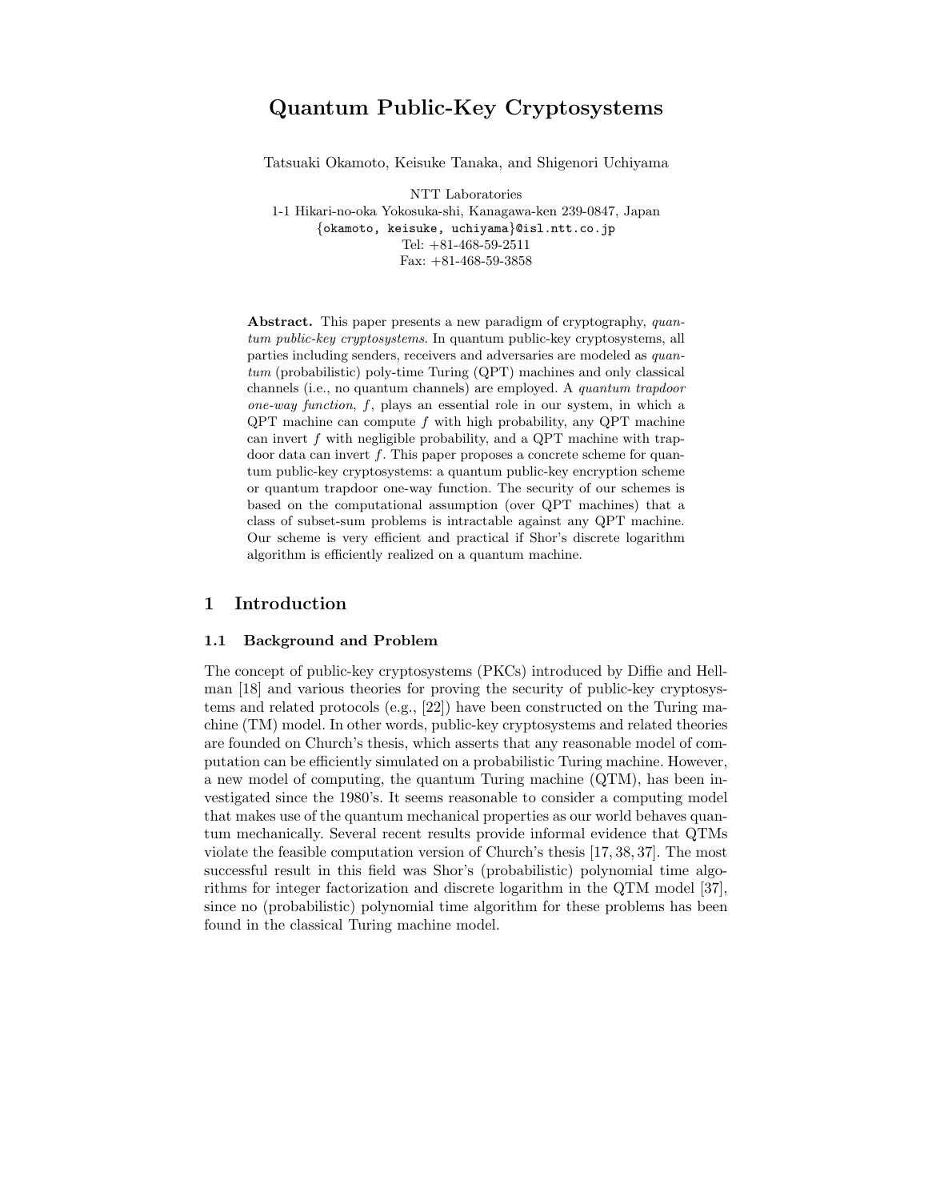# Quantum Public-Key Cryptosystems

Tatsuaki Okamoto, Keisuke Tanaka, and Shigenori Uchiyama

NTT Laboratories
1-1 Hikari-no-oka Yokosuka-shi, Kanagawa-ken 239-0847, Japan
{okamoto, keisuke, uchiyama}@isl.ntt.co.jp
Tel: +81-468-59-2511
Fax: +81-468-59-3858

**Abstract.** This paper presents a new paradigm of cryptography, *quantum public-key cryptosystems*. In quantum public-key cryptosystems, all parties including senders, receivers and adversaries are modeled as *quantum* (probabilistic) poly-time Turing (QPT) machines and only classical channels (i.e., no quantum channels) are employed. A *quantum trapdoor one-way function*, $f$, plays an essential role in our system, in which a QPT machine can compute $f$ with high probability, any QPT machine can invert $f$ with negligible probability, and a QPT machine with trapdoor data can invert $f$. This paper proposes a concrete scheme for quantum public-key cryptosystems: a quantum public-key encryption scheme or quantum trapdoor one-way function. The security of our schemes is based on the computational assumption (over QPT machines) that a class of subset-sum problems is intractable against any QPT machine. Our scheme is very efficient and practical if Shor's discrete logarithm algorithm is efficiently realized on a quantum machine.

## 1 Introduction

### 1.1 Background and Problem

The concept of public-key cryptosystems (PKCs) introduced by Diffie and Hellman [18] and various theories for proving the security of public-key cryptosystems and related protocols (e.g., [22]) have been constructed on the Turing machine (TM) model. In other words, public-key cryptosystems and related theories are founded on Church's thesis, which asserts that any reasonable model of computation can be efficiently simulated on a probabilistic Turing machine. However, a new model of computing, the quantum Turing machine (QTM), has been investigated since the 1980's. It seems reasonable to consider a computing model that makes use of the quantum mechanical properties as our world behaves quantum mechanically. Several recent results provide informal evidence that QTMs violate the feasible computation version of Church's thesis [17, 38, 37]. The most successful result in this field was Shor's (probabilistic) polynomial time algorithms for integer factorization and discrete logarithm in the QTM model [37], since no (probabilistic) polynomial time algorithm for these problems has been found in the classical Turing machine model.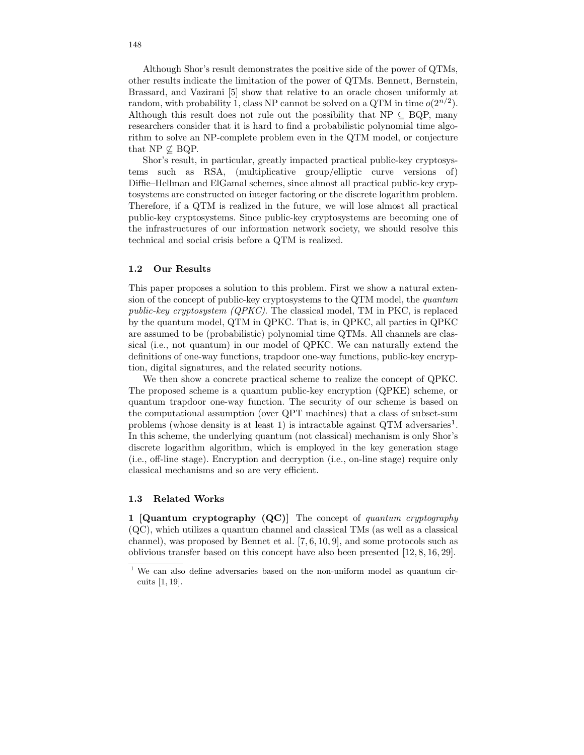Although Shor's result demonstrates the positive side of the power of QTMs, other results indicate the limitation of the power of QTMs. Bennett, Bernstein, Brassard, and Vazirani [5] show that relative to an oracle chosen uniformly at random, with probability 1, class NP cannot be solved on a QTM in time $o(2^{n/2})$. Although this result does not rule out the possibility that NP $\subseteq$ BQP, many researchers consider that it is hard to find a probabilistic polynomial time algorithm to solve an NP-complete problem even in the QTM model, or conjecture that NP $\not\subseteq$ BQP.

Shor's result, in particular, greatly impacted practical public-key cryptosystems such as RSA, (multiplicative group/elliptic curve versions of) Diffie–Hellman and ElGamal schemes, since almost all practical public-key cryptosystems are constructed on integer factoring or the discrete logarithm problem. Therefore, if a QTM is realized in the future, we will lose almost all practical public-key cryptosystems. Since public-key cryptosystems are becoming one of the infrastructures of our information network society, we should resolve this technical and social crisis before a QTM is realized.

### 1.2 Our Results

This paper proposes a solution to this problem. First we show a natural extension of the concept of public-key cryptosystems to the QTM model, the *quantum public-key cryptosystem (QPKC)*. The classical model, TM in PKC, is replaced by the quantum model, QTM in QPKC. That is, in QPKC, all parties in QPKC are assumed to be (probabilistic) polynomial time QTMs. All channels are classical (i.e., not quantum) in our model of QPKC. We can naturally extend the definitions of one-way functions, trapdoor one-way functions, public-key encryption, digital signatures, and the related security notions.

We then show a concrete practical scheme to realize the concept of QPKC. The proposed scheme is a quantum public-key encryption (QPKE) scheme, or quantum trapdoor one-way function. The security of our scheme is based on the computational assumption (over QPT machines) that a class of subset-sum problems (whose density is at least 1) is intractable against QTM adversaries[1]. In this scheme, the underlying quantum (not classical) mechanism is only Shor's discrete logarithm algorithm, which is employed in the key generation stage (i.e., off-line stage). Encryption and decryption (i.e., on-line stage) require only classical mechanisms and so are very efficient.

### 1.3 Related Works

**1 [Quantum cryptography (QC)]** The concept of *quantum cryptography* (QC), which utilizes a quantum channel and classical TMs (as well as a classical channel), was proposed by Bennet et al. [7, 6, 10, 9], and some protocols such as oblivious transfer based on this concept have also been presented [12, 8, 16, 29].

[1] We can also define adversaries based on the non-uniform model as quantum circuits [1, 19].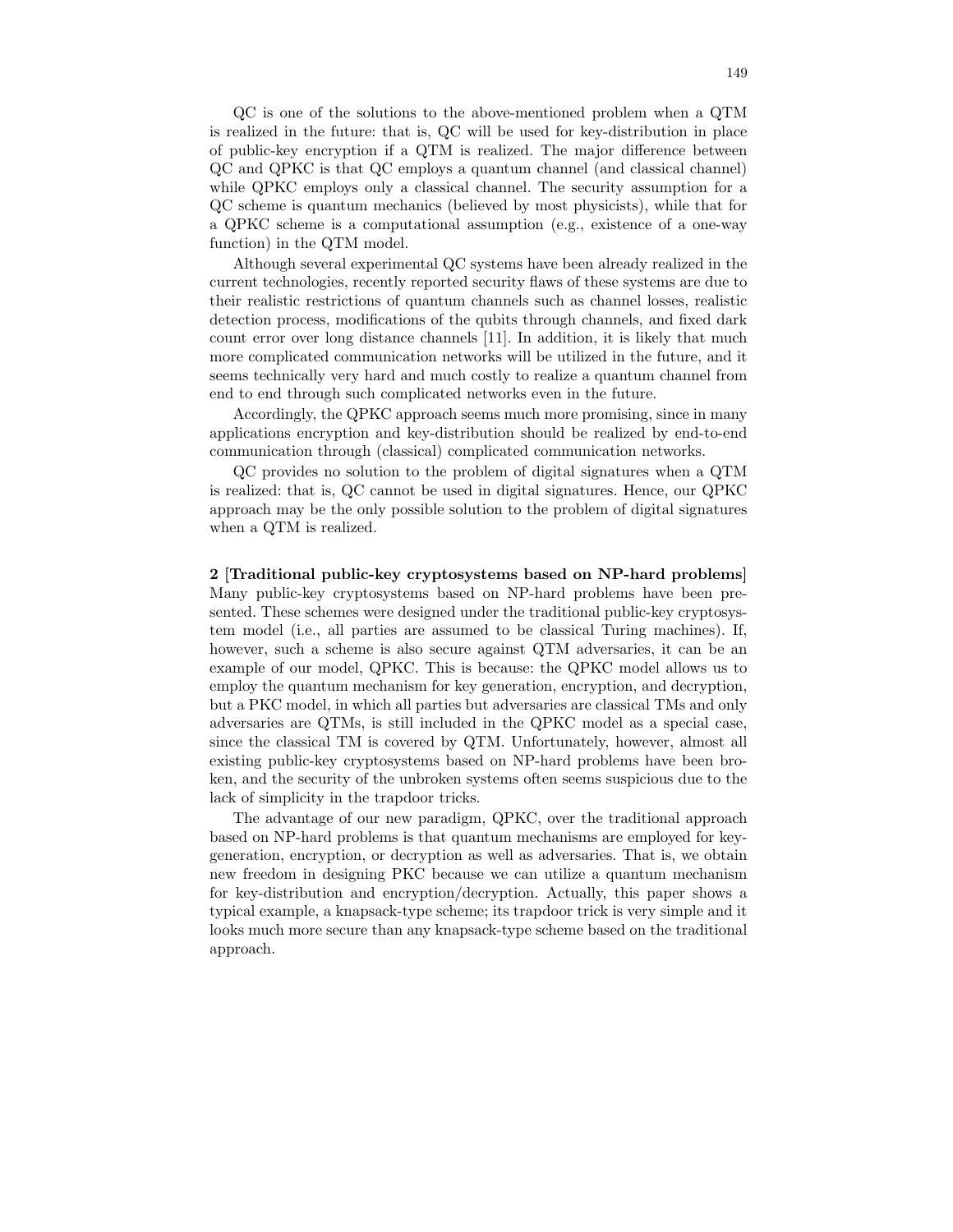QC is one of the solutions to the above-mentioned problem when a QTM is realized in the future: that is, QC will be used for key-distribution in place of public-key encryption if a QTM is realized. The major difference between QC and QPKC is that QC employs a quantum channel (and classical channel) while QPKC employs only a classical channel. The security assumption for a QC scheme is quantum mechanics (believed by most physicists), while that for a QPKC scheme is a computational assumption (e.g., existence of a one-way function) in the QTM model.

Although several experimental QC systems have been already realized in the current technologies, recently reported security flaws of these systems are due to their realistic restrictions of quantum channels such as channel losses, realistic detection process, modifications of the qubits through channels, and fixed dark count error over long distance channels [11]. In addition, it is likely that much more complicated communication networks will be utilized in the future, and it seems technically very hard and much costly to realize a quantum channel from end to end through such complicated networks even in the future.

Accordingly, the QPKC approach seems much more promising, since in many applications encryption and key-distribution should be realized by end-to-end communication through (classical) complicated communication networks.

QC provides no solution to the problem of digital signatures when a QTM is realized: that is, QC cannot be used in digital signatures. Hence, our QPKC approach may be the only possible solution to the problem of digital signatures when a QTM is realized.

**2 [Traditional public-key cryptosystems based on NP-hard problems]** Many public-key cryptosystems based on NP-hard problems have been presented. These schemes were designed under the traditional public-key cryptosystem model (i.e., all parties are assumed to be classical Turing machines). If, however, such a scheme is also secure against QTM adversaries, it can be an example of our model, QPKC. This is because: the QPKC model allows us to employ the quantum mechanism for key generation, encryption, and decryption, but a PKC model, in which all parties but adversaries are classical TMs and only adversaries are QTMs, is still included in the QPKC model as a special case, since the classical TM is covered by QTM. Unfortunately, however, almost all existing public-key cryptosystems based on NP-hard problems have been broken, and the security of the unbroken systems often seems suspicious due to the lack of simplicity in the trapdoor tricks.

The advantage of our new paradigm, QPKC, over the traditional approach based on NP-hard problems is that quantum mechanisms are employed for key-generation, encryption, or decryption as well as adversaries. That is, we obtain new freedom in designing PKC because we can utilize a quantum mechanism for key-distribution and encryption/decryption. Actually, this paper shows a typical example, a knapsack-type scheme; its trapdoor trick is very simple and it looks much more secure than any knapsack-type scheme based on the traditional approach.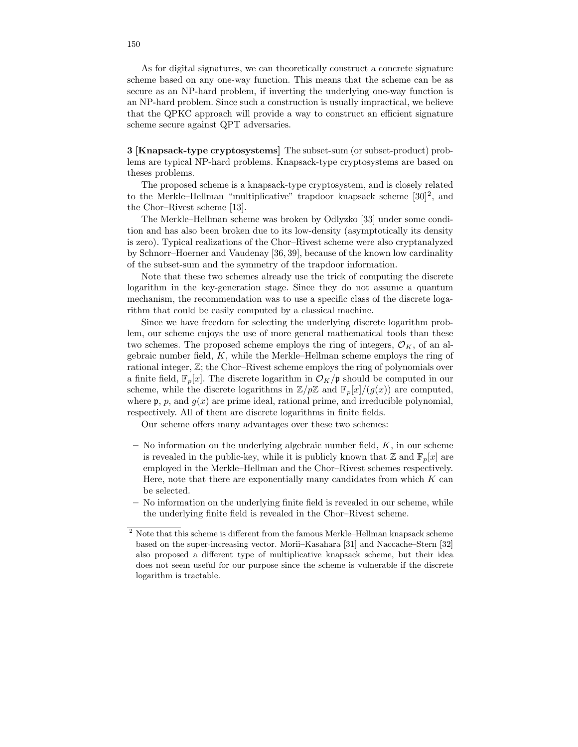As for digital signatures, we can theoretically construct a concrete signature scheme based on any one-way function. This means that the scheme can be as secure as an NP-hard problem, if inverting the underlying one-way function is an NP-hard problem. Since such a construction is usually impractical, we believe that the QPKC approach will provide a way to construct an efficient signature scheme secure against QPT adversaries.

**3 [Knapsack-type cryptosystems]** The subset-sum (or subset-product) problems are typical NP-hard problems. Knapsack-type cryptosystems are based on theses problems.

The proposed scheme is a knapsack-type cryptosystem, and is closely related to the Merkle–Hellman "multiplicative" trapdoor knapsack scheme [30][2], and the Chor–Rivest scheme [13].

The Merkle–Hellman scheme was broken by Odlyzko [33] under some condition and has also been broken due to its low-density (asymptotically its density is zero). Typical realizations of the Chor–Rivest scheme were also cryptanalyzed by Schnorr–Hoerner and Vaudenay [36, 39], because of the known low cardinality of the subset-sum and the symmetry of the trapdoor information.

Note that these two schemes already use the trick of computing the discrete logarithm in the key-generation stage. Since they do not assume a quantum mechanism, the recommendation was to use a specific class of the discrete logarithm that could be easily computed by a classical machine.

Since we have freedom for selecting the underlying discrete logarithm problem, our scheme enjoys the use of more general mathematical tools than these two schemes. The proposed scheme employs the ring of integers, $\mathcal{O}_K$, of an algebraic number field, $K$, while the Merkle–Hellman scheme employs the ring of rational integer, $\mathbb{Z}$; the Chor–Rivest scheme employs the ring of polynomials over a finite field, $\mathbb{F}_p[x]$. The discrete logarithm in $\mathcal{O}_K/\mathfrak{p}$ should be computed in our scheme, while the discrete logarithms in $\mathbb{Z}/p\mathbb{Z}$ and $\mathbb{F}_p[x]/(g(x))$ are computed, where $\mathfrak{p}$, $p$, and $g(x)$ are prime ideal, rational prime, and irreducible polynomial, respectively. All of them are discrete logarithms in finite fields.

Our scheme offers many advantages over these two schemes:

- No information on the underlying algebraic number field, $K$, in our scheme is revealed in the public-key, while it is publicly known that $\mathbb{Z}$ and $\mathbb{F}_p[x]$ are employed in the Merkle–Hellman and the Chor–Rivest schemes respectively. Here, note that there are exponentially many candidates from which $K$ can be selected.
- No information on the underlying finite field is revealed in our scheme, while the underlying finite field is revealed in the Chor–Rivest scheme.

[2] Note that this scheme is different from the famous Merkle–Hellman knapsack scheme based on the super-increasing vector. Morii–Kasahara [31] and Naccache–Stern [32] also proposed a different type of multiplicative knapsack scheme, but their idea does not seem useful for our purpose since the scheme is vulnerable if the discrete logarithm is tractable.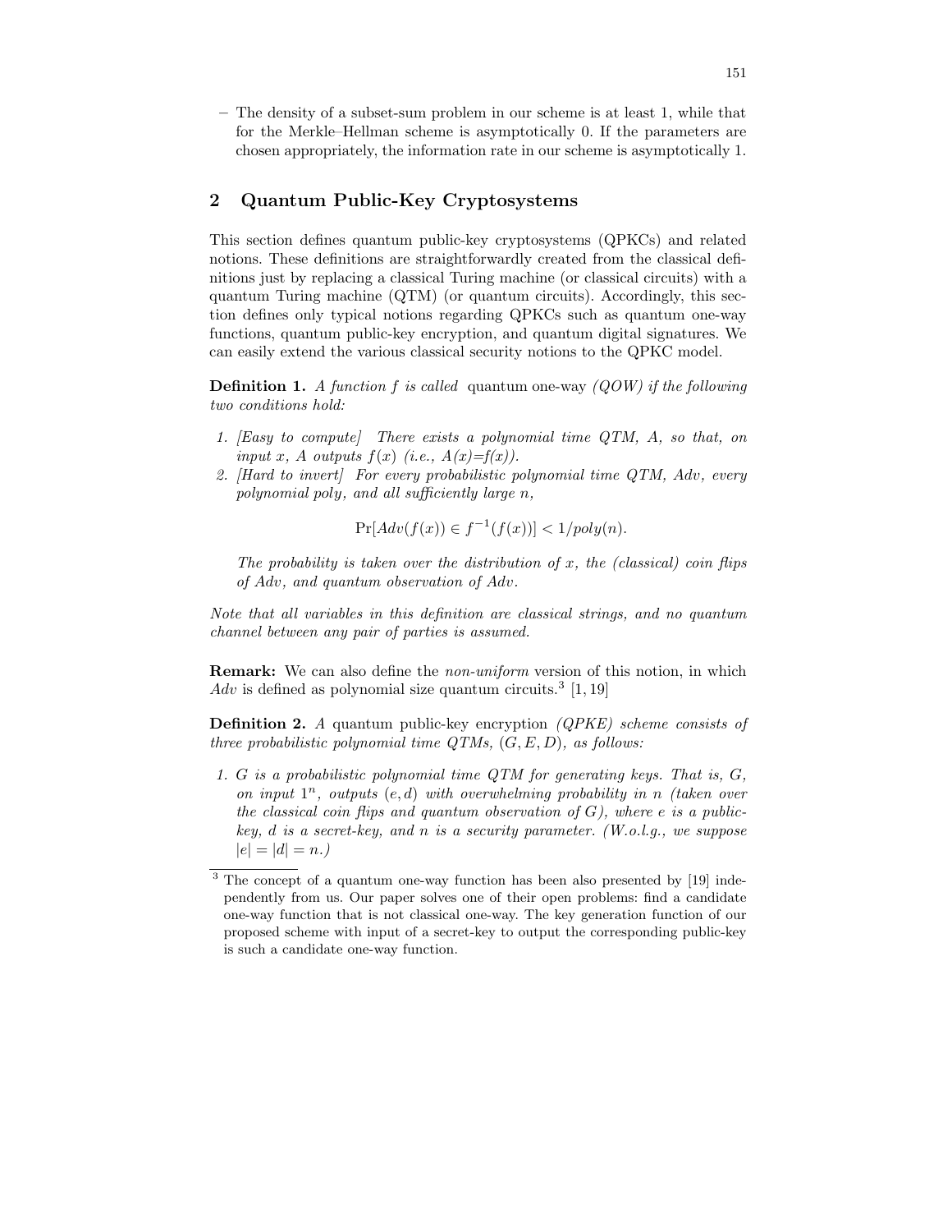– The density of a subset-sum problem in our scheme is at least 1, while that for the Merkle–Hellman scheme is asymptotically 0. If the parameters are chosen appropriately, the information rate in our scheme is asymptotically 1.

## 2 Quantum Public-Key Cryptosystems

This section defines quantum public-key cryptosystems (QPKCs) and related notions. These definitions are straightforwardly created from the classical definitions just by replacing a classical Turing machine (or classical circuits) with a quantum Turing machine (QTM) (or quantum circuits). Accordingly, this section defines only typical notions regarding QPKCs such as quantum one-way functions, quantum public-key encryption, and quantum digital signatures. We can easily extend the various classical security notions to the QPKC model.

**Definition 1.** *A function $f$ is called* quantum one-way *(QOW) if the following two conditions hold:*

1. *[Easy to compute] There exists a polynomial time QTM, $A$, so that, on input $x$, $A$ outputs $f(x)$ (i.e., $A(x)$=$f(x)$).*
2. *[Hard to invert] For every probabilistic polynomial time QTM, $Adv$, every polynomial $poly$, and all sufficiently large $n$,*

$$\Pr[Adv(f(x)) \in f^{-1}(f(x))] < 1/poly(n).$$

*The probability is taken over the distribution of $x$, the (classical) coin flips of $Adv$, and quantum observation of $Adv$.*

*Note that all variables in this definition are classical strings, and no quantum channel between any pair of parties is assumed.*

**Remark:** We can also define the *non-uniform* version of this notion, in which $Adv$ is defined as polynomial size quantum circuits.[3] [1, 19]

**Definition 2.** *A* quantum public-key encryption *(QPKE) scheme consists of three probabilistic polynomial time QTMs, $(G, E, D)$, as follows:*

1. *$G$ is a probabilistic polynomial time QTM for generating keys. That is, $G$, on input $1^n$, outputs $(e, d)$ with overwhelming probability in $n$ (taken over the classical coin flips and quantum observation of $G$), where $e$ is a public-key, $d$ is a secret-key, and $n$ is a security parameter. (W.o.l.g., we suppose $|e| = |d| = n$.)*

[3] The concept of a quantum one-way function has been also presented by [19] independently from us. Our paper solves one of their open problems: find a candidate one-way function that is not classical one-way. The key generation function of our proposed scheme with input of a secret-key to output the corresponding public-key is such a candidate one-way function.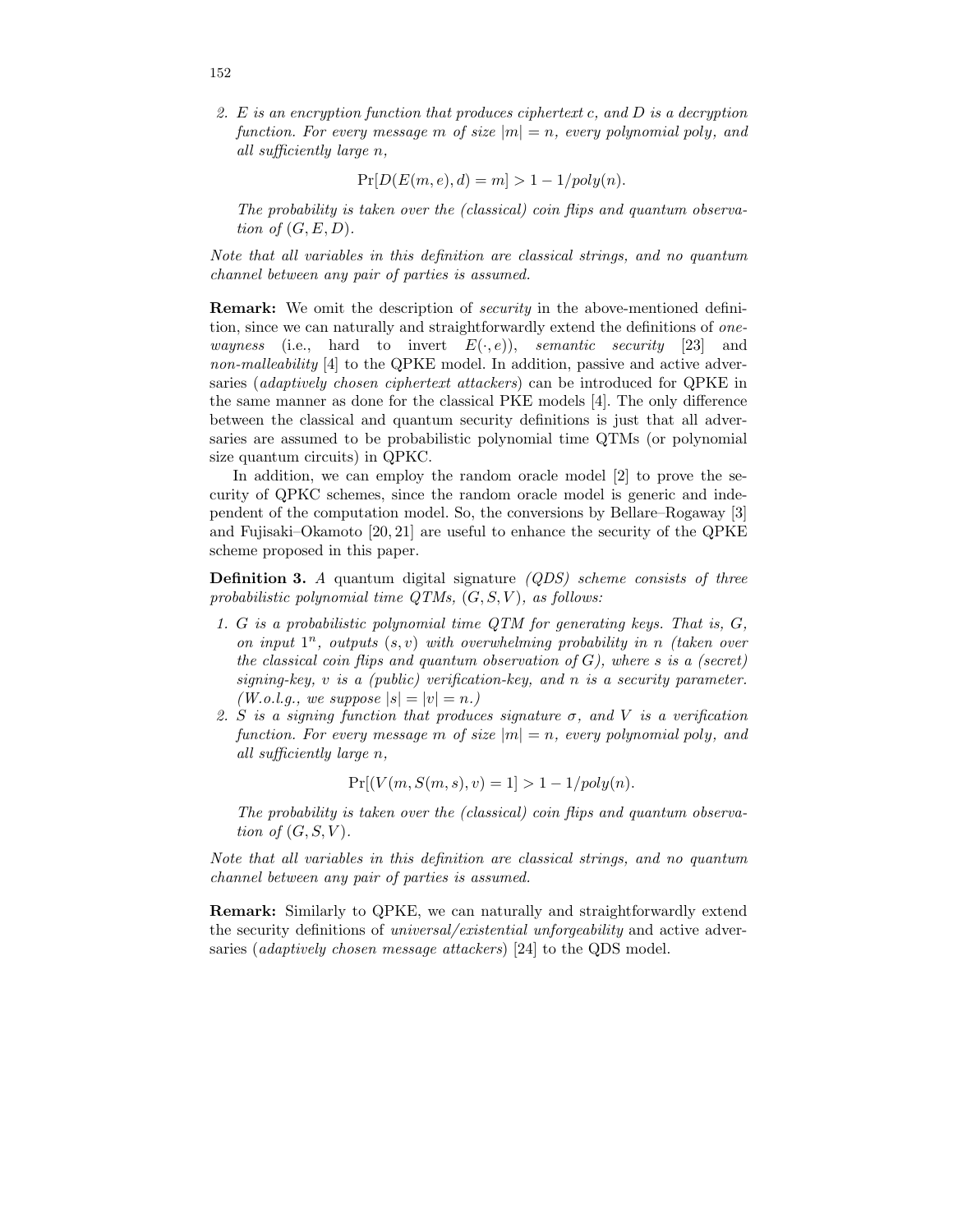2. *$E$ is an encryption function that produces ciphertext $c$, and $D$ is a decryption function. For every message $m$ of size $|m| = n$, every polynomial poly, and all sufficiently large $n$,*

$$\Pr[D(E(m, e), d) = m] > 1 - 1/poly(n).$$

*The probability is taken over the (classical) coin flips and quantum observation of $(G, E, D)$.*

*Note that all variables in this definition are classical strings, and no quantum channel between any pair of parties is assumed.*

**Remark:** We omit the description of *security* in the above-mentioned definition, since we can naturally and straightforwardly extend the definitions of *one-wayness* (i.e., hard to invert $E(\cdot, e)$), *semantic security* [23] and *non-malleability* [4] to the QPKE model. In addition, passive and active adversaries (*adaptively chosen ciphertext attackers*) can be introduced for QPKE in the same manner as done for the classical PKE models [4]. The only difference between the classical and quantum security definitions is just that all adversaries are assumed to be probabilistic polynomial time QTMs (or polynomial size quantum circuits) in QPKC.

In addition, we can employ the random oracle model [2] to prove the security of QPKC schemes, since the random oracle model is generic and independent of the computation model. So, the conversions by Bellare–Rogaway [3] and Fujisaki–Okamoto [20, 21] are useful to enhance the security of the QPKE scheme proposed in this paper.

**Definition 3.** *A quantum digital signature (QDS) scheme consists of three probabilistic polynomial time QTMs, $(G, S, V)$, as follows:*

1. *$G$ is a probabilistic polynomial time QTM for generating keys. That is, $G$, on input $1^n$, outputs $(s, v)$ with overwhelming probability in $n$ (taken over the classical coin flips and quantum observation of $G$), where $s$ is a (secret) signing-key, $v$ is a (public) verification-key, and $n$ is a security parameter. (W.o.l.g., we suppose $|s| = |v| = n$.)*
2. *$S$ is a signing function that produces signature $\sigma$, and $V$ is a verification function. For every message $m$ of size $|m| = n$, every polynomial poly, and all sufficiently large $n$,*

$$\Pr[(V(m, S(m, s), v) = 1] > 1 - 1/poly(n).$$

*The probability is taken over the (classical) coin flips and quantum observation of $(G, S, V)$.*

*Note that all variables in this definition are classical strings, and no quantum channel between any pair of parties is assumed.*

**Remark:** Similarly to QPKE, we can naturally and straightforwardly extend the security definitions of *universal/existential unforgeability* and active adversaries (*adaptively chosen message attackers*) [24] to the QDS model.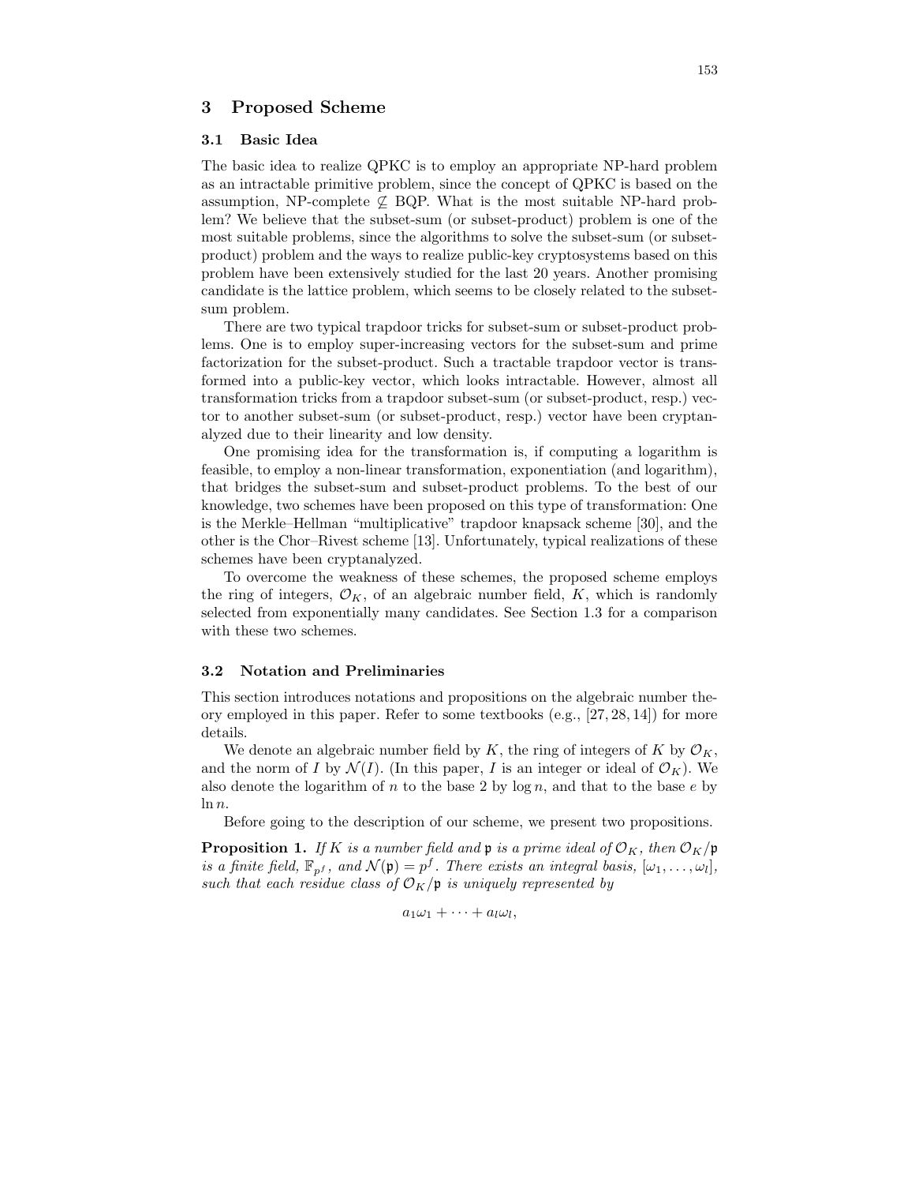## 3 Proposed Scheme

### 3.1 Basic Idea

The basic idea to realize QPKC is to employ an appropriate NP-hard problem as an intractable primitive problem, since the concept of QPKC is based on the assumption, NP-complete $\not\subseteq$ BQP. What is the most suitable NP-hard problem? We believe that the subset-sum (or subset-product) problem is one of the most suitable problems, since the algorithms to solve the subset-sum (or subset-product) problem and the ways to realize public-key cryptosystems based on this problem have been extensively studied for the last 20 years. Another promising candidate is the lattice problem, which seems to be closely related to the subset-sum problem.

There are two typical trapdoor tricks for subset-sum or subset-product problems. One is to employ super-increasing vectors for the subset-sum and prime factorization for the subset-product. Such a tractable trapdoor vector is transformed into a public-key vector, which looks intractable. However, almost all transformation tricks from a trapdoor subset-sum (or subset-product, resp.) vector to another subset-sum (or subset-product, resp.) vector have been cryptanalyzed due to their linearity and low density.

One promising idea for the transformation is, if computing a logarithm is feasible, to employ a non-linear transformation, exponentiation (and logarithm), that bridges the subset-sum and subset-product problems. To the best of our knowledge, two schemes have been proposed on this type of transformation: One is the Merkle–Hellman "multiplicative" trapdoor knapsack scheme [30], and the other is the Chor–Rivest scheme [13]. Unfortunately, typical realizations of these schemes have been cryptanalyzed.

To overcome the weakness of these schemes, the proposed scheme employs the ring of integers, $\mathcal{O}_K$, of an algebraic number field, $K$, which is randomly selected from exponentially many candidates. See Section 1.3 for a comparison with these two schemes.

### 3.2 Notation and Preliminaries

This section introduces notations and propositions on the algebraic number theory employed in this paper. Refer to some textbooks (e.g., [27, 28, 14]) for more details.

We denote an algebraic number field by $K$, the ring of integers of $K$ by $\mathcal{O}_K$, and the norm of $I$ by $\mathcal{N}(I)$. (In this paper, $I$ is an integer or ideal of $\mathcal{O}_K$). We also denote the logarithm of $n$ to the base 2 by $\log n$, and that to the base $e$ by $\ln n$.

Before going to the description of our scheme, we present two propositions.

**Proposition 1.** *If $K$ is a number field and $\mathfrak{p}$ is a prime ideal of $\mathcal{O}_K$, then $\mathcal{O}_K/\mathfrak{p}$ is a finite field, $\mathbb{F}_{p^f}$, and $\mathcal{N}(\mathfrak{p}) = p^f$. There exists an integral basis, $[\omega_1, \ldots, \omega_l]$, such that each residue class of $\mathcal{O}_K/\mathfrak{p}$ is uniquely represented by*

$$a_1\omega_1 + \cdots + a_l\omega_l,$$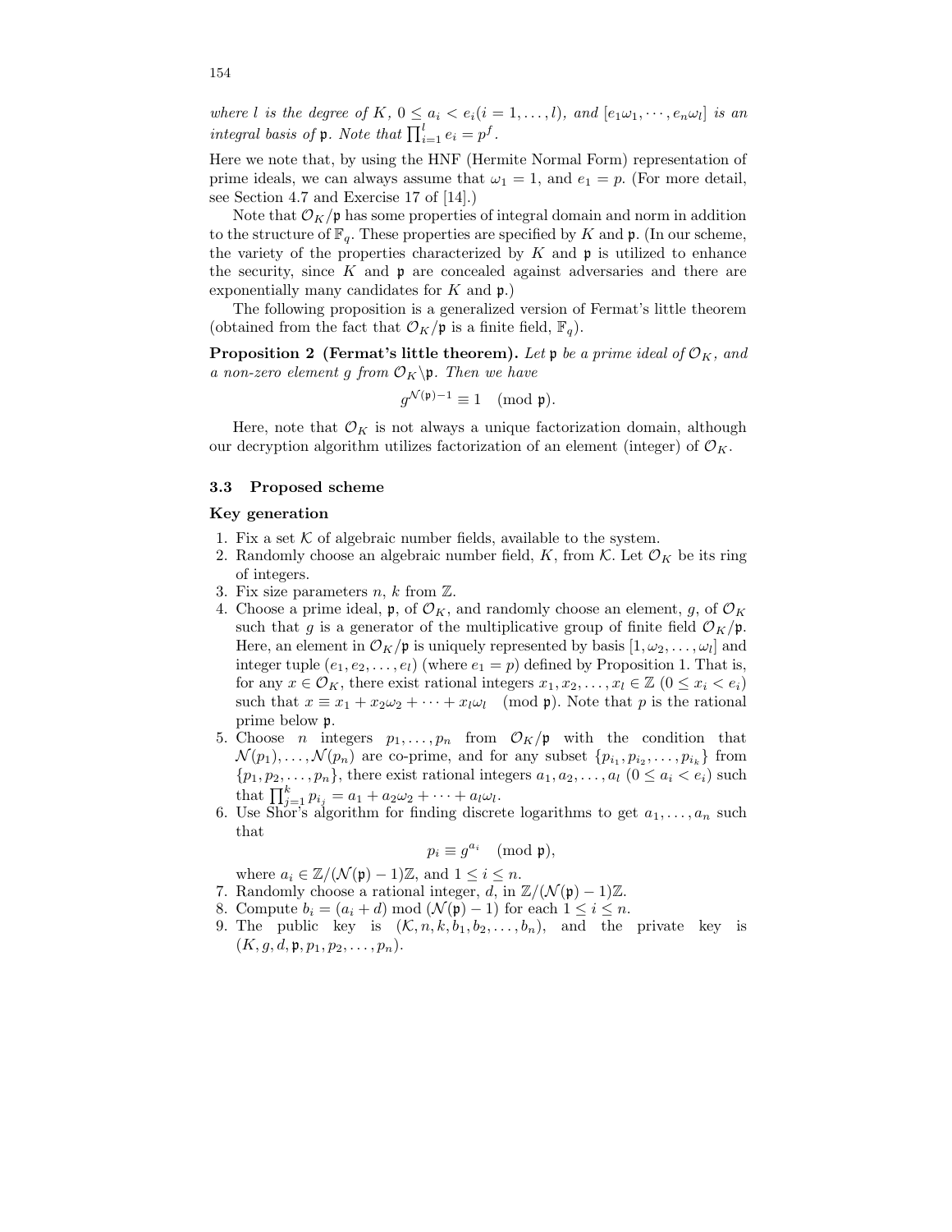*where $l$ is the degree of $K$, $0 \leq a_i < e_i (i = 1, \ldots, l)$, and $[e_1\omega_1, \cdots, e_n\omega_l]$ is an integral basis of $\mathfrak{p}$. Note that $\prod_{i=1}^{l} e_i = p^f$.*

Here we note that, by using the HNF (Hermite Normal Form) representation of prime ideals, we can always assume that $\omega_1 = 1$, and $e_1 = p$. (For more detail, see Section 4.7 and Exercise 17 of [14].)

Note that $\mathcal{O}_K/\mathfrak{p}$ has some properties of integral domain and norm in addition to the structure of $\mathbb{F}_q$. These properties are specified by $K$ and $\mathfrak{p}$. (In our scheme, the variety of the properties characterized by $K$ and $\mathfrak{p}$ is utilized to enhance the security, since $K$ and $\mathfrak{p}$ are concealed against adversaries and there are exponentially many candidates for $K$ and $\mathfrak{p}$.)

The following proposition is a generalized version of Fermat's little theorem (obtained from the fact that $\mathcal{O}_K/\mathfrak{p}$ is a finite field, $\mathbb{F}_q$).

**Proposition 2 (Fermat's little theorem).** *Let $\mathfrak{p}$ be a prime ideal of $\mathcal{O}_K$, and a non-zero element $g$ from $\mathcal{O}_K \backslash \mathfrak{p}$. Then we have*

$$g^{\mathcal{N}(\mathfrak{p})-1} \equiv 1 \pmod{\mathfrak{p}}.$$

Here, note that $\mathcal{O}_K$ is not always a unique factorization domain, although our decryption algorithm utilizes factorization of an element (integer) of $\mathcal{O}_K$.

### 3.3 Proposed scheme

**Key generation**

1. Fix a set $\mathcal{K}$ of algebraic number fields, available to the system.
2. Randomly choose an algebraic number field, $K$, from $\mathcal{K}$. Let $\mathcal{O}_K$ be its ring of integers.
3. Fix size parameters $n$, $k$ from $\mathbb{Z}$.
4. Choose a prime ideal, $\mathfrak{p}$, of $\mathcal{O}_K$, and randomly choose an element, $g$, of $\mathcal{O}_K$ such that $g$ is a generator of the multiplicative group of finite field $\mathcal{O}_K/\mathfrak{p}$. Here, an element in $\mathcal{O}_K/\mathfrak{p}$ is uniquely represented by basis $[1, \omega_2, \ldots, \omega_l]$ and integer tuple $(e_1, e_2, \ldots, e_l)$ (where $e_1 = p$) defined by Proposition 1. That is, for any $x \in \mathcal{O}_K$, there exist rational integers $x_1, x_2, \ldots, x_l \in \mathbb{Z}$ $(0 \leq x_i < e_i)$ such that $x \equiv x_1 + x_2\omega_2 + \cdots + x_l\omega_l \pmod{\mathfrak{p}}$. Note that $p$ is the rational prime below $\mathfrak{p}$.
5. Choose $n$ integers $p_1, \ldots, p_n$ from $\mathcal{O}_K/\mathfrak{p}$ with the condition that $\mathcal{N}(p_1), \ldots, \mathcal{N}(p_n)$ are co-prime, and for any subset $\{p_{i_1}, p_{i_2}, \ldots, p_{i_k}\}$ from $\{p_1, p_2, \ldots, p_n\}$, there exist rational integers $a_1, a_2, \ldots, a_l$ $(0 \leq a_i < e_i)$ such that $\prod_{j=1}^{k} p_{i_j} = a_1 + a_2\omega_2 + \cdots + a_l\omega_l$.
6. Use Shor's algorithm for finding discrete logarithms to get $a_1, \ldots, a_n$ such that
$$p_i \equiv g^{a_i} \pmod{\mathfrak{p}},$$
where $a_i \in \mathbb{Z}/(\mathcal{N}(\mathfrak{p}) - 1)\mathbb{Z}$, and $1 \leq i \leq n$.
7. Randomly choose a rational integer, $d$, in $\mathbb{Z}/(\mathcal{N}(\mathfrak{p}) - 1)\mathbb{Z}$.
8. Compute $b_i = (a_i + d) \bmod (\mathcal{N}(\mathfrak{p}) - 1)$ for each $1 \leq i \leq n$.
9. The public key is $(\mathcal{K}, n, k, b_1, b_2, \ldots, b_n)$, and the private key is $(K, g, d, \mathfrak{p}, p_1, p_2, \ldots, p_n)$.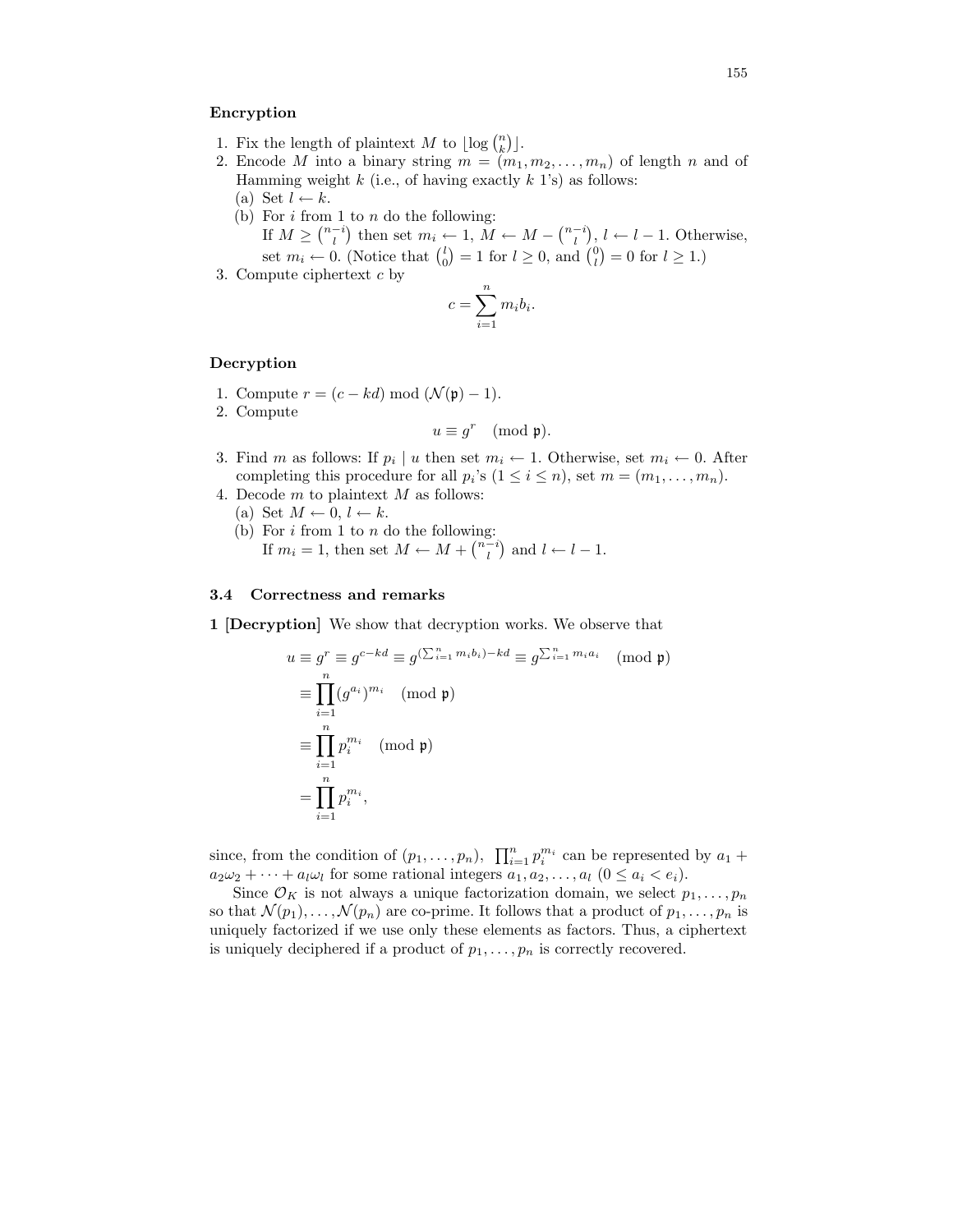**Encryption**

1. Fix the length of plaintext $M$ to $\lfloor \log \binom{n}{k} \rfloor$.
2. Encode $M$ into a binary string $m = (m_1, m_2, \ldots, m_n)$ of length $n$ and of Hamming weight $k$ (i.e., of having exactly $k$ 1's) as follows:
   (a) Set $l \leftarrow k$.
   (b) For $i$ from 1 to $n$ do the following:
   If $M \geq \binom{n-i}{l}$ then set $m_i \leftarrow 1$, $M \leftarrow M - \binom{n-i}{l}$, $l \leftarrow l - 1$. Otherwise, set $m_i \leftarrow 0$. (Notice that $\binom{l}{0} = 1$ for $l \geq 0$, and $\binom{0}{l} = 0$ for $l \geq 1$.)
3. Compute ciphertext $c$ by

$$c = \sum_{i=1}^{n} m_i b_i.$$

**Decryption**

1. Compute $r = (c - kd) \bmod (\mathcal{N}(\mathfrak{p}) - 1)$.
2. Compute

$$u \equiv g^r \pmod{\mathfrak{p}}.$$

3. Find $m$ as follows: If $p_i \mid u$ then set $m_i \leftarrow 1$. Otherwise, set $m_i \leftarrow 0$. After completing this procedure for all $p_i$'s ($1 \leq i \leq n$), set $m = (m_1, \ldots, m_n)$.
4. Decode $m$ to plaintext $M$ as follows:
   (a) Set $M \leftarrow 0$, $l \leftarrow k$.
   (b) For $i$ from 1 to $n$ do the following:
   If $m_i = 1$, then set $M \leftarrow M + \binom{n-i}{l}$ and $l \leftarrow l - 1$.

### 3.4 Correctness and remarks

**1 [Decryption]** We show that decryption works. We observe that

$$\begin{aligned}
u \equiv g^r \equiv g^{c-kd} \equiv g^{(\sum_{i=1}^{n} m_i b_i) - kd} \equiv g^{\sum_{i=1}^{n} m_i a_i} \pmod{\mathfrak{p}} \\
\equiv \prod_{i=1}^{n} (g^{a_i})^{m_i} \pmod{\mathfrak{p}} \\
\equiv \prod_{i=1}^{n} p_i^{m_i} \pmod{\mathfrak{p}} \\
= \prod_{i=1}^{n} p_i^{m_i},
\end{aligned}$$

since, from the condition of $(p_1, \ldots, p_n)$, $\prod_{i=1}^{n} p_i^{m_i}$ can be represented by $a_1 + a_2\omega_2 + \cdots + a_l\omega_l$ for some rational integers $a_1, a_2, \ldots, a_l$ ($0 \leq a_i < e_i$).

Since $\mathcal{O}_K$ is not always a unique factorization domain, we select $p_1, \ldots, p_n$ so that $\mathcal{N}(p_1), \ldots, \mathcal{N}(p_n)$ are co-prime. It follows that a product of $p_1, \ldots, p_n$ is uniquely factorized if we use only these elements as factors. Thus, a ciphertext is uniquely deciphered if a product of $p_1, \ldots, p_n$ is correctly recovered.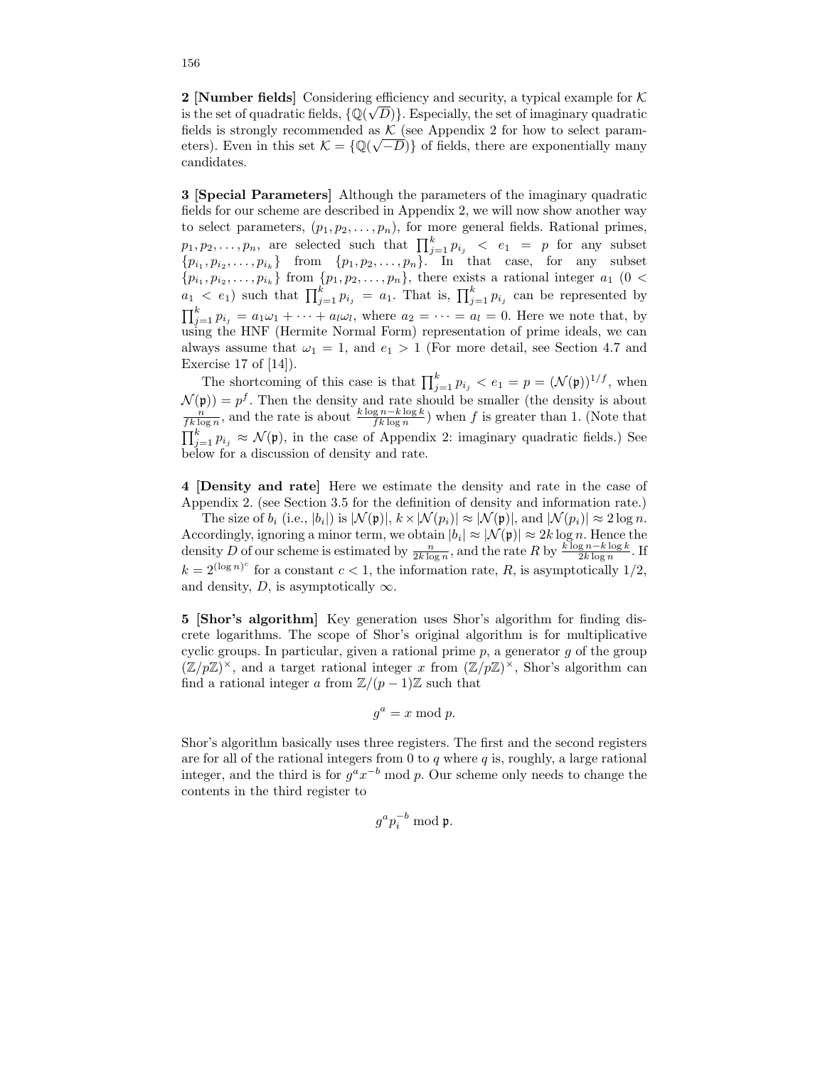**2 [Number fields]** Considering efficiency and security, a typical example for $\mathcal{K}$ is the set of quadratic fields, $\{\mathbb{Q}(\sqrt{D})\}$. Especially, the set of imaginary quadratic fields is strongly recommended as $\mathcal{K}$ (see Appendix 2 for how to select parameters). Even in this set $\mathcal{K} = \{\mathbb{Q}(\sqrt{-D})\}$ of fields, there are exponentially many candidates.

**3 [Special Parameters]** Although the parameters of the imaginary quadratic fields for our scheme are described in Appendix 2, we will now show another way to select parameters, $(p_1, p_2, \ldots, p_n)$, for more general fields. Rational primes, $p_1, p_2, \ldots, p_n$, are selected such that $\prod_{j=1}^{k} p_{i_j} < e_1 = p$ for any subset $\{p_{i_1}, p_{i_2}, \ldots, p_{i_k}\}$ from $\{p_1, p_2, \ldots, p_n\}$. In that case, for any subset $\{p_{i_1}, p_{i_2}, \ldots, p_{i_k}\}$ from $\{p_1, p_2, \ldots, p_n\}$, there exists a rational integer $a_1$ ($0 < a_1 < e_1$) such that $\prod_{j=1}^{k} p_{i_j} = a_1$. That is, $\prod_{j=1}^{k} p_{i_j}$ can be represented by $\prod_{j=1}^{k} p_{i_j} = a_1\omega_1 + \cdots + a_l\omega_l$, where $a_2 = \cdots = a_l = 0$. Here we note that, by using the HNF (Hermite Normal Form) representation of prime ideals, we can always assume that $\omega_1 = 1$, and $e_1 > 1$ (For more detail, see Section 4.7 and Exercise 17 of [14]).

The shortcoming of this case is that $\prod_{j=1}^{k} p_{i_j} < e_1 = p = (\mathcal{N}(\mathfrak{p}))^{1/f}$, when $\mathcal{N}(\mathfrak{p})) = p^f$. Then the density and rate should be smaller (the density is about $\frac{n}{fk \log n}$, and the rate is about $\frac{k \log n - k \log k}{fk \log n}$) when $f$ is greater than 1. (Note that $\prod_{j=1}^{k} p_{i_j} \approx \mathcal{N}(\mathfrak{p})$, in the case of Appendix 2: imaginary quadratic fields.) See below for a discussion of density and rate.

**4 [Density and rate]** Here we estimate the density and rate in the case of Appendix 2. (see Section 3.5 for the definition of density and information rate.)

The size of $b_i$ (i.e., $|b_i|$) is $|\mathcal{N}(\mathfrak{p})|$, $k \times |\mathcal{N}(p_i)| \approx |\mathcal{N}(\mathfrak{p})|$, and $|\mathcal{N}(p_i)| \approx 2 \log n$. Accordingly, ignoring a minor term, we obtain $|b_i| \approx |\mathcal{N}(\mathfrak{p})| \approx 2k \log n$. Hence the density $D$ of our scheme is estimated by $\frac{n}{2k \log n}$, and the rate $R$ by $\frac{k \log n - k \log k}{2k \log n}$. If $k = 2^{(\log n)^c}$ for a constant $c < 1$, the information rate, $R$, is asymptotically $1/2$, and density, $D$, is asymptotically $\infty$.

**5 [Shor's algorithm]** Key generation uses Shor's algorithm for finding discrete logarithms. The scope of Shor's original algorithm is for multiplicative cyclic groups. In particular, given a rational prime $p$, a generator $g$ of the group $(\mathbb{Z}/p\mathbb{Z})^\times$, and a target rational integer $x$ from $(\mathbb{Z}/p\mathbb{Z})^\times$, Shor's algorithm can find a rational integer $a$ from $\mathbb{Z}/(p-1)\mathbb{Z}$ such that

$$g^a = x \bmod p.$$

Shor's algorithm basically uses three registers. The first and the second registers are for all of the rational integers from 0 to $q$ where $q$ is, roughly, a large rational integer, and the third is for $g^a x^{-b} \bmod p$. Our scheme only needs to change the contents in the third register to

$$g^a p_i^{-b} \bmod \mathfrak{p}.$$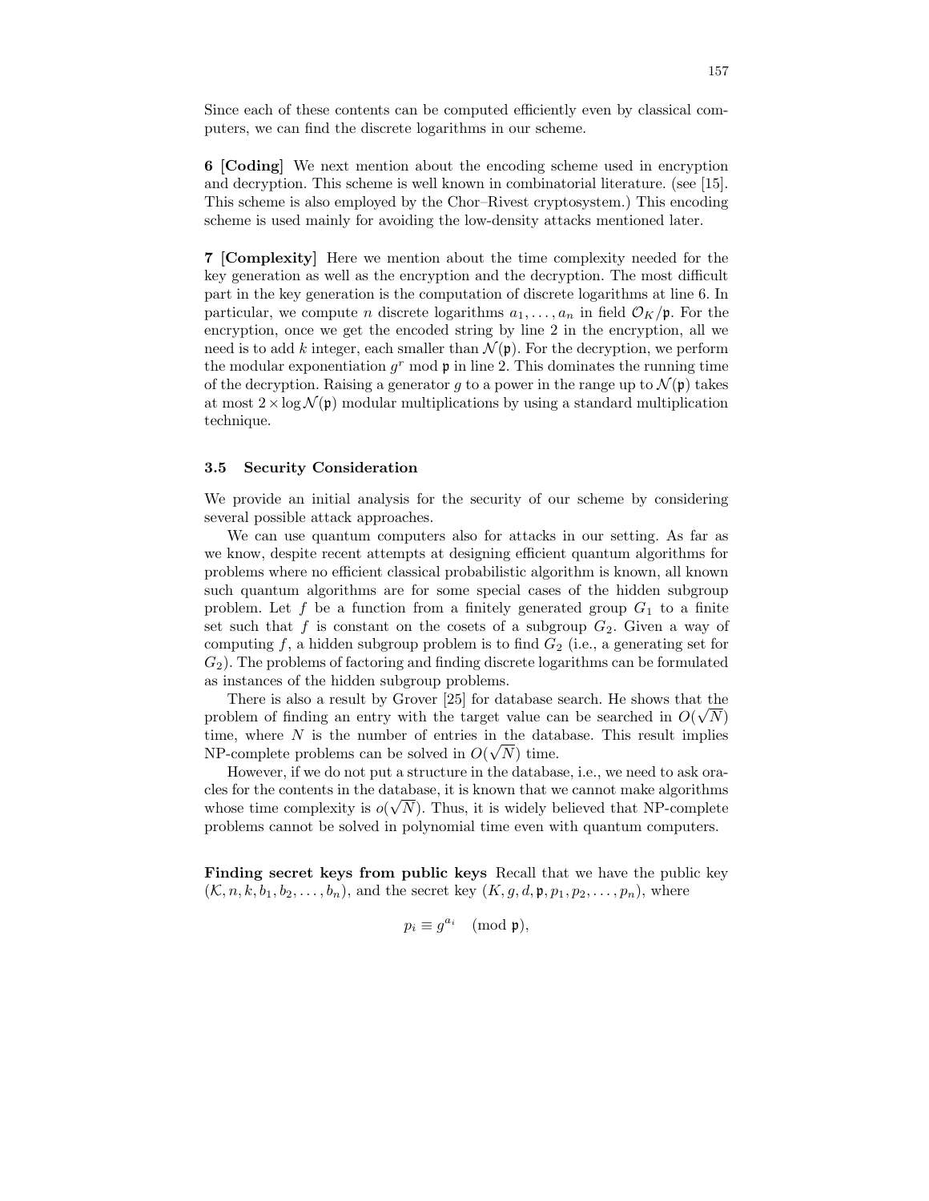Since each of these contents can be computed efficiently even by classical computers, we can find the discrete logarithms in our scheme.

**6 [Coding]** We next mention about the encoding scheme used in encryption and decryption. This scheme is well known in combinatorial literature. (see [15]. This scheme is also employed by the Chor–Rivest cryptosystem.) This encoding scheme is used mainly for avoiding the low-density attacks mentioned later.

**7 [Complexity]** Here we mention about the time complexity needed for the key generation as well as the encryption and the decryption. The most difficult part in the key generation is the computation of discrete logarithms at line 6. In particular, we compute $n$ discrete logarithms $a_1, \ldots, a_n$ in field $\mathcal{O}_K/\mathfrak{p}$. For the encryption, once we get the encoded string by line 2 in the encryption, all we need is to add $k$ integer, each smaller than $\mathcal{N}(\mathfrak{p})$. For the decryption, we perform the modular exponentiation $g^r \bmod \mathfrak{p}$ in line 2. This dominates the running time of the decryption. Raising a generator $g$ to a power in the range up to $\mathcal{N}(\mathfrak{p})$ takes at most $2 \times \log \mathcal{N}(\mathfrak{p})$ modular multiplications by using a standard multiplication technique.

### 3.5 Security Consideration

We provide an initial analysis for the security of our scheme by considering several possible attack approaches.

We can use quantum computers also for attacks in our setting. As far as we know, despite recent attempts at designing efficient quantum algorithms for problems where no efficient classical probabilistic algorithm is known, all known such quantum algorithms are for some special cases of the hidden subgroup problem. Let $f$ be a function from a finitely generated group $G_1$ to a finite set such that $f$ is constant on the cosets of a subgroup $G_2$. Given a way of computing $f$, a hidden subgroup problem is to find $G_2$ (i.e., a generating set for $G_2$). The problems of factoring and finding discrete logarithms can be formulated as instances of the hidden subgroup problems.

There is also a result by Grover [25] for database search. He shows that the problem of finding an entry with the target value can be searched in $O(\sqrt{N})$ time, where $N$ is the number of entries in the database. This result implies NP-complete problems can be solved in $O(\sqrt{N})$ time.

However, if we do not put a structure in the database, i.e., we need to ask oracles for the contents in the database, it is known that we cannot make algorithms whose time complexity is $o(\sqrt{N})$. Thus, it is widely believed that NP-complete problems cannot be solved in polynomial time even with quantum computers.

**Finding secret keys from public keys** Recall that we have the public key $(\mathcal{K}, n, k, b_1, b_2, \ldots, b_n)$, and the secret key $(K, g, d, \mathfrak{p}, p_1, p_2, \ldots, p_n)$, where

$$p_i \equiv g^{a_i} \pmod{\mathfrak{p}},$$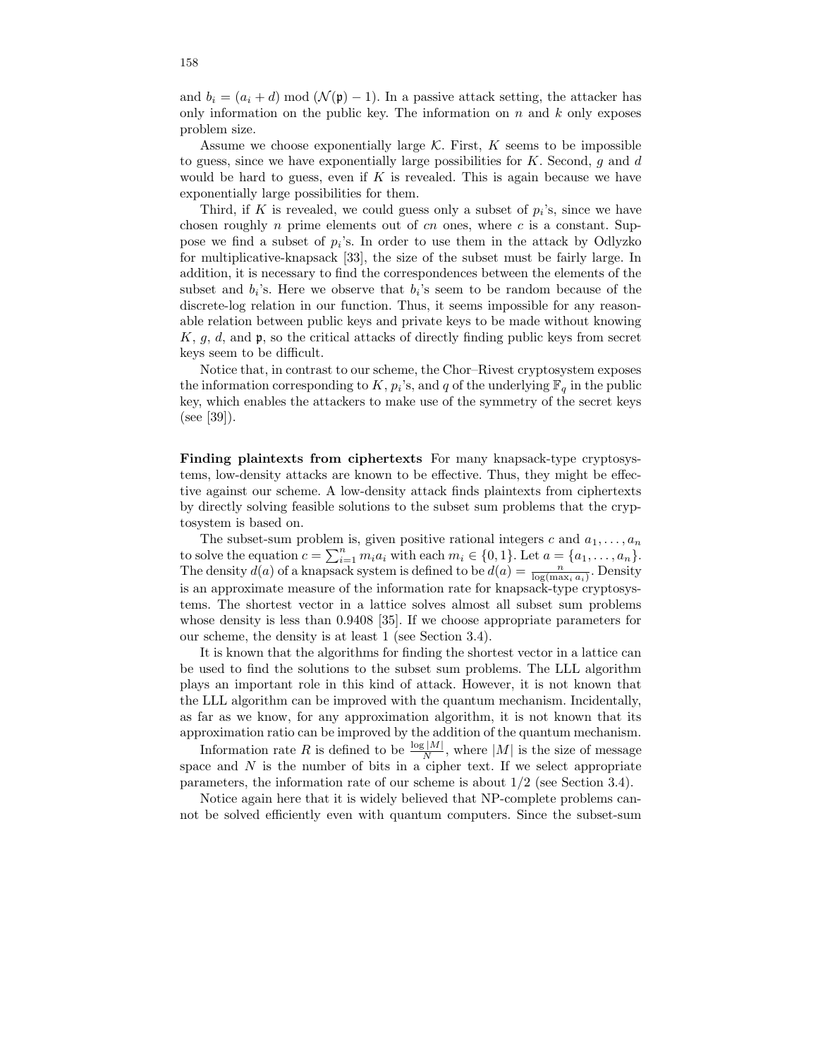and $b_i = (a_i + d) \bmod (\mathcal{N}(\mathfrak{p}) - 1)$. In a passive attack setting, the attacker has only information on the public key. The information on $n$ and $k$ only exposes problem size.

Assume we choose exponentially large $\mathcal{K}$. First, $K$ seems to be impossible to guess, since we have exponentially large possibilities for $K$. Second, $g$ and $d$ would be hard to guess, even if $K$ is revealed. This is again because we have exponentially large possibilities for them.

Third, if $K$ is revealed, we could guess only a subset of $p_i$'s, since we have chosen roughly $n$ prime elements out of $cn$ ones, where $c$ is a constant. Suppose we find a subset of $p_i$'s. In order to use them in the attack by Odlyzko for multiplicative-knapsack [33], the size of the subset must be fairly large. In addition, it is necessary to find the correspondences between the elements of the subset and $b_i$'s. Here we observe that $b_i$'s seem to be random because of the discrete-log relation in our function. Thus, it seems impossible for any reasonable relation between public keys and private keys to be made without knowing $K$, $g$, $d$, and $\mathfrak{p}$, so the critical attacks of directly finding public keys from secret keys seem to be difficult.

Notice that, in contrast to our scheme, the Chor–Rivest cryptosystem exposes the information corresponding to $K$, $p_i$'s, and $q$ of the underlying $\mathbb{F}_q$ in the public key, which enables the attackers to make use of the symmetry of the secret keys (see [39]).

**Finding plaintexts from ciphertexts** For many knapsack-type cryptosystems, low-density attacks are known to be effective. Thus, they might be effective against our scheme. A low-density attack finds plaintexts from ciphertexts by directly solving feasible solutions to the subset sum problems that the cryptosystem is based on.

The subset-sum problem is, given positive rational integers $c$ and $a_1, \ldots, a_n$ to solve the equation $c = \sum_{i=1}^{n} m_i a_i$ with each $m_i \in \{0, 1\}$. Let $a = \{a_1, \ldots, a_n\}$. The density $d(a)$ of a knapsack system is defined to be $d(a) = \frac{n}{\log(\max_i a_i)}$. Density is an approximate measure of the information rate for knapsack-type cryptosystems. The shortest vector in a lattice solves almost all subset sum problems whose density is less than 0.9408 [35]. If we choose appropriate parameters for our scheme, the density is at least 1 (see Section 3.4).

It is known that the algorithms for finding the shortest vector in a lattice can be used to find the solutions to the subset sum problems. The LLL algorithm plays an important role in this kind of attack. However, it is not known that the LLL algorithm can be improved with the quantum mechanism. Incidentally, as far as we know, for any approximation algorithm, it is not known that its approximation ratio can be improved by the addition of the quantum mechanism.

Information rate $R$ is defined to be $\frac{\log |M|}{N}$, where $|M|$ is the size of message space and $N$ is the number of bits in a cipher text. If we select appropriate parameters, the information rate of our scheme is about 1/2 (see Section 3.4).

Notice again here that it is widely believed that NP-complete problems cannot be solved efficiently even with quantum computers. Since the subset-sum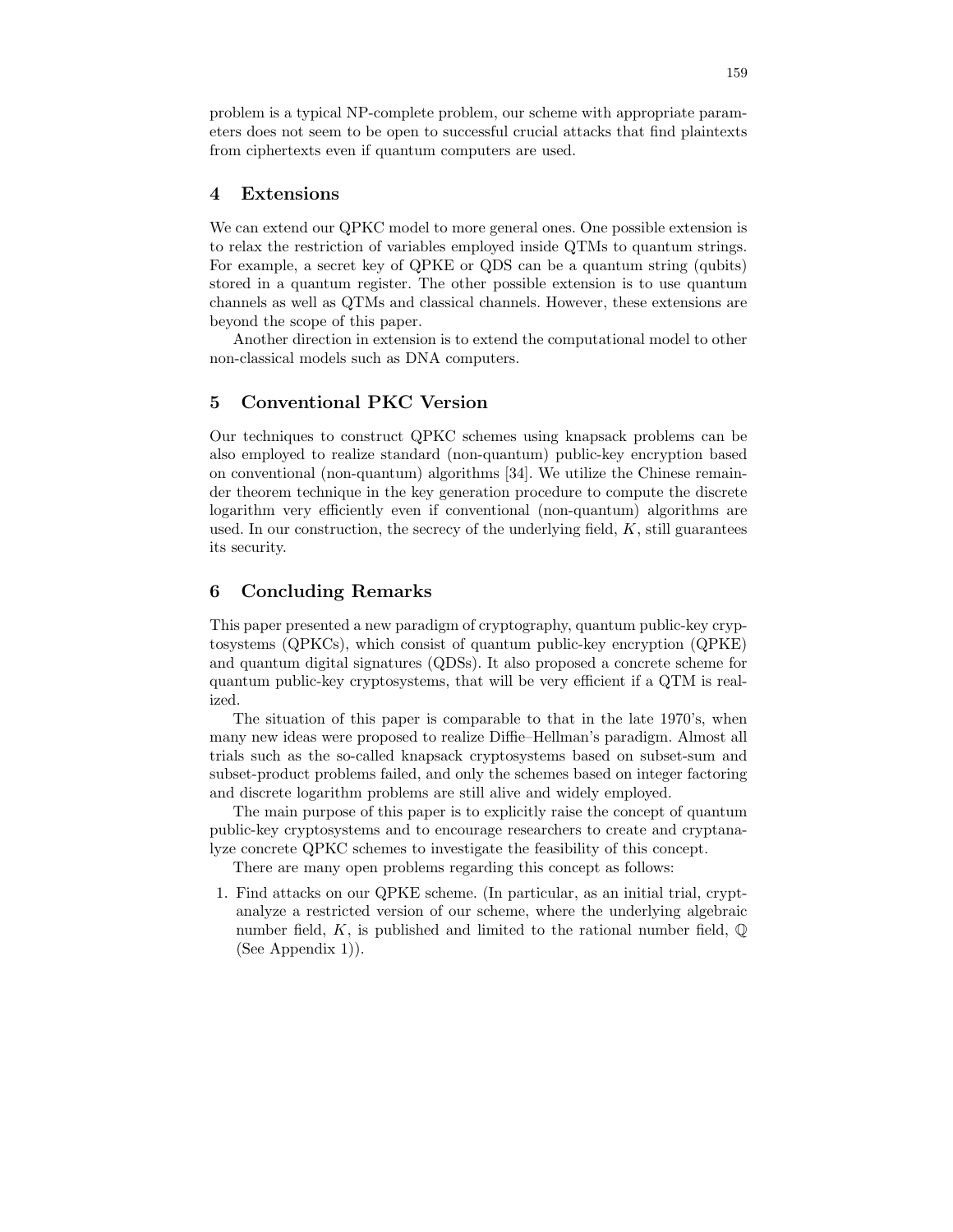problem is a typical NP-complete problem, our scheme with appropriate parameters does not seem to be open to successful crucial attacks that find plaintexts from ciphertexts even if quantum computers are used.

## 4 Extensions

We can extend our QPKC model to more general ones. One possible extension is to relax the restriction of variables employed inside QTMs to quantum strings. For example, a secret key of QPKE or QDS can be a quantum string (qubits) stored in a quantum register. The other possible extension is to use quantum channels as well as QTMs and classical channels. However, these extensions are beyond the scope of this paper.

Another direction in extension is to extend the computational model to other non-classical models such as DNA computers.

## 5 Conventional PKC Version

Our techniques to construct QPKC schemes using knapsack problems can be also employed to realize standard (non-quantum) public-key encryption based on conventional (non-quantum) algorithms [34]. We utilize the Chinese remainder theorem technique in the key generation procedure to compute the discrete logarithm very efficiently even if conventional (non-quantum) algorithms are used. In our construction, the secrecy of the underlying field, $K$, still guarantees its security.

## 6 Concluding Remarks

This paper presented a new paradigm of cryptography, quantum public-key cryptosystems (QPKCs), which consist of quantum public-key encryption (QPKE) and quantum digital signatures (QDSs). It also proposed a concrete scheme for quantum public-key cryptosystems, that will be very efficient if a QTM is realized.

The situation of this paper is comparable to that in the late 1970's, when many new ideas were proposed to realize Diffie–Hellman's paradigm. Almost all trials such as the so-called knapsack cryptosystems based on subset-sum and subset-product problems failed, and only the schemes based on integer factoring and discrete logarithm problems are still alive and widely employed.

The main purpose of this paper is to explicitly raise the concept of quantum public-key cryptosystems and to encourage researchers to create and cryptanalyze concrete QPKC schemes to investigate the feasibility of this concept.

There are many open problems regarding this concept as follows:

1. Find attacks on our QPKE scheme. (In particular, as an initial trial, cryptanalyze a restricted version of our scheme, where the underlying algebraic number field, $K$, is published and limited to the rational number field, $\mathbb{Q}$ (See Appendix 1)).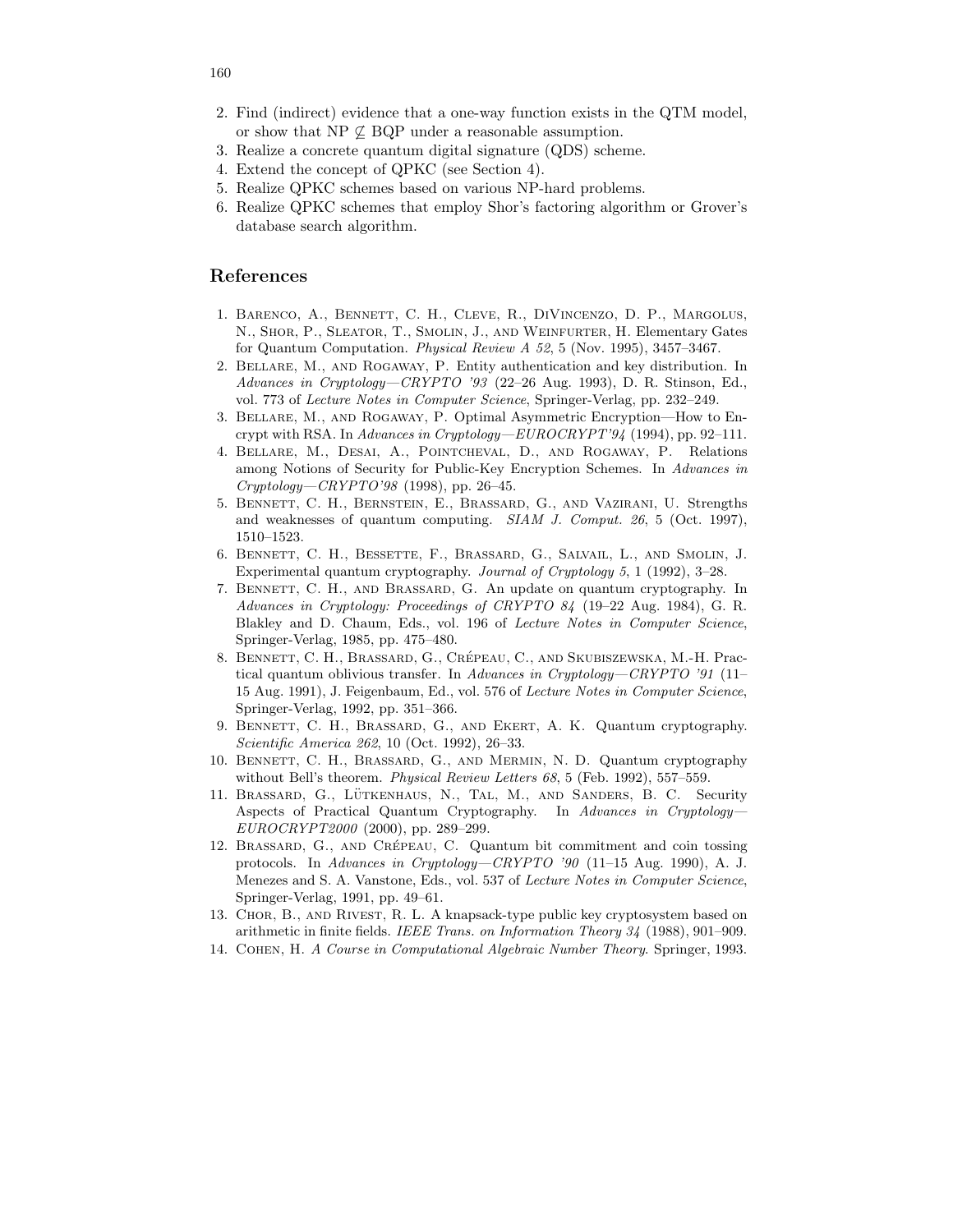2. Find (indirect) evidence that a one-way function exists in the QTM model, or show that NP $\not\subseteq$ BQP under a reasonable assumption.
3. Realize a concrete quantum digital signature (QDS) scheme.
4. Extend the concept of QPKC (see Section 4).
5. Realize QPKC schemes based on various NP-hard problems.
6. Realize QPKC schemes that employ Shor's factoring algorithm or Grover's database search algorithm.

## References

1. Barenco, A., Bennett, C. H., Cleve, R., DiVincenzo, D. P., Margolus, N., Shor, P., Sleator, T., Smolin, J., and Weinfurter, H. Elementary Gates for Quantum Computation. *Physical Review A 52*, 5 (Nov. 1995), 3457–3467.
2. Bellare, M., and Rogaway, P. Entity authentication and key distribution. In *Advances in Cryptology—CRYPTO '93* (22–26 Aug. 1993), D. R. Stinson, Ed., vol. 773 of *Lecture Notes in Computer Science*, Springer-Verlag, pp. 232–249.
3. Bellare, M., and Rogaway, P. Optimal Asymmetric Encryption—How to Encrypt with RSA. In *Advances in Cryptology—EUROCRYPT'94* (1994), pp. 92–111.
4. Bellare, M., Desai, A., Pointcheval, D., and Rogaway, P. Relations among Notions of Security for Public-Key Encryption Schemes. In *Advances in Cryptology—CRYPTO'98* (1998), pp. 26–45.
5. Bennett, C. H., Bernstein, E., Brassard, G., and Vazirani, U. Strengths and weaknesses of quantum computing. *SIAM J. Comput. 26*, 5 (Oct. 1997), 1510–1523.
6. Bennett, C. H., Bessette, F., Brassard, G., Salvail, L., and Smolin, J. Experimental quantum cryptography. *Journal of Cryptology 5*, 1 (1992), 3–28.
7. Bennett, C. H., and Brassard, G. An update on quantum cryptography. In *Advances in Cryptology: Proceedings of CRYPTO 84* (19–22 Aug. 1984), G. R. Blakley and D. Chaum, Eds., vol. 196 of *Lecture Notes in Computer Science*, Springer-Verlag, 1985, pp. 475–480.
8. Bennett, C. H., Brassard, G., Crépeau, C., and Skubiszewska, M.-H. Practical quantum oblivious transfer. In *Advances in Cryptology—CRYPTO '91* (11–15 Aug. 1991), J. Feigenbaum, Ed., vol. 576 of *Lecture Notes in Computer Science*, Springer-Verlag, 1992, pp. 351–366.
9. Bennett, C. H., Brassard, G., and Ekert, A. K. Quantum cryptography. *Scientific America 262*, 10 (Oct. 1992), 26–33.
10. Bennett, C. H., Brassard, G., and Mermin, N. D. Quantum cryptography without Bell's theorem. *Physical Review Letters 68*, 5 (Feb. 1992), 557–559.
11. Brassard, G., Lütkenhaus, N., Tal, M., and Sanders, B. C. Security Aspects of Practical Quantum Cryptography. In *Advances in Cryptology—EUROCRYPT2000* (2000), pp. 289–299.
12. Brassard, G., and Crépeau, C. Quantum bit commitment and coin tossing protocols. In *Advances in Cryptology—CRYPTO '90* (11–15 Aug. 1990), A. J. Menezes and S. A. Vanstone, Eds., vol. 537 of *Lecture Notes in Computer Science*, Springer-Verlag, 1991, pp. 49–61.
13. Chor, B., and Rivest, R. L. A knapsack-type public key cryptosystem based on arithmetic in finite fields. *IEEE Trans. on Information Theory 34* (1988), 901–909.
14. Cohen, H. *A Course in Computational Algebraic Number Theory*. Springer, 1993.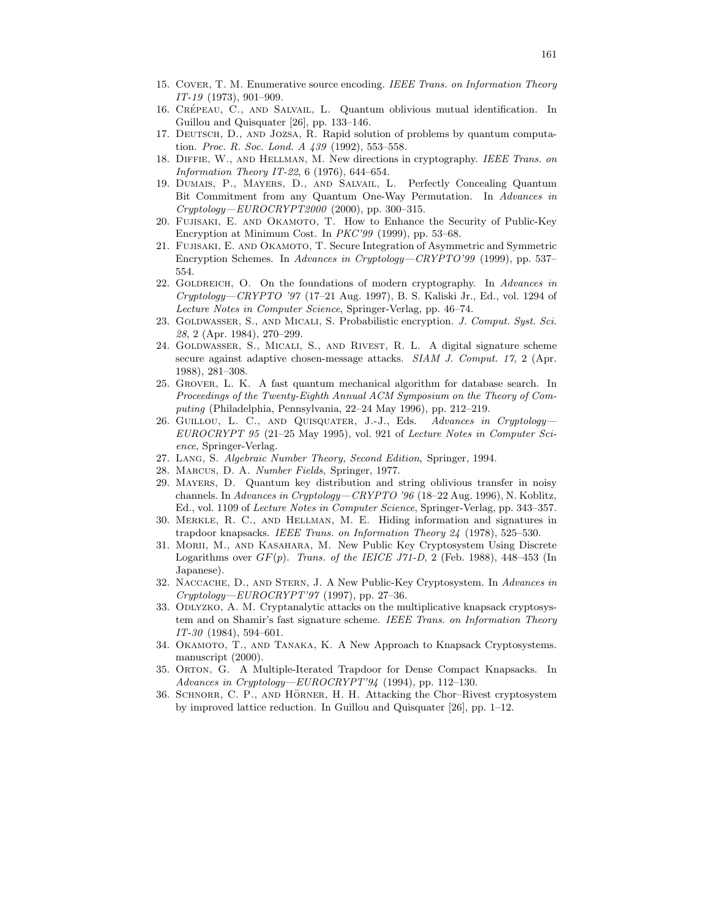15. Cover, T. M. Enumerative source encoding. *IEEE Trans. on Information Theory IT-19* (1973), 901–909.
16. Crépeau, C., and Salvail, L. Quantum oblivious mutual identification. In Guillou and Quisquater [26], pp. 133–146.
17. Deutsch, D., and Jozsa, R. Rapid solution of problems by quantum computation. *Proc. R. Soc. Lond. A 439* (1992), 553–558.
18. Diffie, W., and Hellman, M. New directions in cryptography. *IEEE Trans. on Information Theory IT-22*, 6 (1976), 644–654.
19. Dumais, P., Mayers, D., and Salvail, L. Perfectly Concealing Quantum Bit Commitment from any Quantum One-Way Permutation. In *Advances in Cryptology—EUROCRYPT2000* (2000), pp. 300–315.
20. Fujisaki, E. and Okamoto, T. How to Enhance the Security of Public-Key Encryption at Minimum Cost. In *PKC'99* (1999), pp. 53–68.
21. Fujisaki, E. and Okamoto, T. Secure Integration of Asymmetric and Symmetric Encryption Schemes. In *Advances in Cryptology—CRYPTO'99* (1999), pp. 537–554.
22. Goldreich, O. On the foundations of modern cryptography. In *Advances in Cryptology—CRYPTO '97* (17–21 Aug. 1997), B. S. Kaliski Jr., Ed., vol. 1294 of *Lecture Notes in Computer Science*, Springer-Verlag, pp. 46–74.
23. Goldwasser, S., and Micali, S. Probabilistic encryption. *J. Comput. Syst. Sci. 28*, 2 (Apr. 1984), 270–299.
24. Goldwasser, S., Micali, S., and Rivest, R. L. A digital signature scheme secure against adaptive chosen-message attacks. *SIAM J. Comput. 17*, 2 (Apr. 1988), 281–308.
25. Grover, L. K. A fast quantum mechanical algorithm for database search. In *Proceedings of the Twenty-Eighth Annual ACM Symposium on the Theory of Computing* (Philadelphia, Pennsylvania, 22–24 May 1996), pp. 212–219.
26. Guillou, L. C., and Quisquater, J.-J., Eds. *Advances in Cryptology—EUROCRYPT 95* (21–25 May 1995), vol. 921 of *Lecture Notes in Computer Science*, Springer-Verlag.
27. Lang, S. *Algebraic Number Theory, Second Edition*, Springer, 1994.
28. Marcus, D. A. *Number Fields*, Springer, 1977.
29. Mayers, D. Quantum key distribution and string oblivious transfer in noisy channels. In *Advances in Cryptology—CRYPTO '96* (18–22 Aug. 1996), N. Koblitz, Ed., vol. 1109 of *Lecture Notes in Computer Science*, Springer-Verlag, pp. 343–357.
30. Merkle, R. C., and Hellman, M. E. Hiding information and signatures in trapdoor knapsacks. *IEEE Trans. on Information Theory 24* (1978), 525–530.
31. Morii, M., and Kasahara, M. New Public Key Cryptosystem Using Discrete Logarithms over $GF(p)$. *Trans. of the IEICE J71-D*, 2 (Feb. 1988), 448–453 (In Japanese).
32. Naccache, D., and Stern, J. A New Public-Key Cryptosystem. In *Advances in Cryptology—EUROCRYPT'97* (1997), pp. 27–36.
33. Odlyzko, A. M. Cryptanalytic attacks on the multiplicative knapsack cryptosystem and on Shamir's fast signature scheme. *IEEE Trans. on Information Theory IT-30* (1984), 594–601.
34. Okamoto, T., and Tanaka, K. A New Approach to Knapsack Cryptosystems. manuscript (2000).
35. Orton, G. A Multiple-Iterated Trapdoor for Dense Compact Knapsacks. In *Advances in Cryptology—EUROCRYPT'94* (1994), pp. 112–130.
36. Schnorr, C. P., and Hörner, H. H. Attacking the Chor–Rivest cryptosystem by improved lattice reduction. In Guillou and Quisquater [26], pp. 1–12.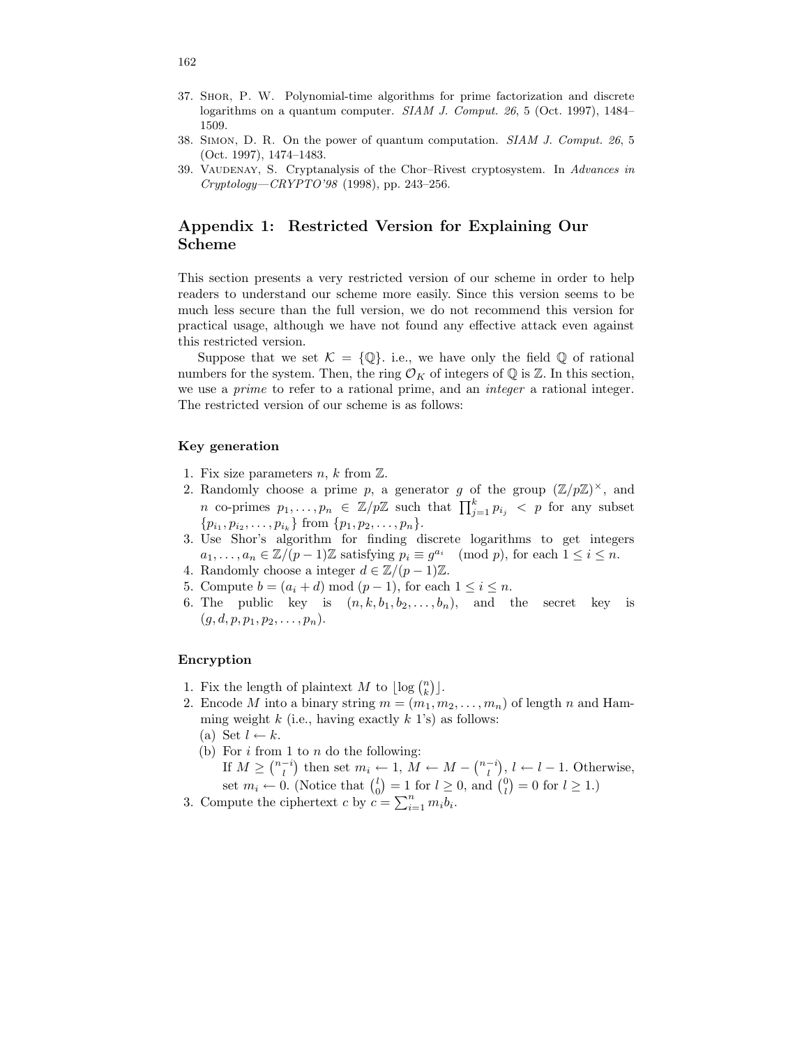37. Shor, P. W. Polynomial-time algorithms for prime factorization and discrete logarithms on a quantum computer. *SIAM J. Comput. 26*, 5 (Oct. 1997), 1484–1509.
38. Simon, D. R. On the power of quantum computation. *SIAM J. Comput. 26*, 5 (Oct. 1997), 1474–1483.
39. Vaudenay, S. Cryptanalysis of the Chor–Rivest cryptosystem. In *Advances in Cryptology—CRYPTO'98* (1998), pp. 243–256.

## Appendix 1: Restricted Version for Explaining Our Scheme

This section presents a very restricted version of our scheme in order to help readers to understand our scheme more easily. Since this version seems to be much less secure than the full version, we do not recommend this version for practical usage, although we have not found any effective attack even against this restricted version.

Suppose that we set $\mathcal{K} = \{\mathbb{Q}\}$. i.e., we have only the field $\mathbb{Q}$ of rational numbers for the system. Then, the ring $\mathcal{O}_K$ of integers of $\mathbb{Q}$ is $\mathbb{Z}$. In this section, we use a *prime* to refer to a rational prime, and an *integer* a rational integer. The restricted version of our scheme is as follows:

### Key generation

1. Fix size parameters $n$, $k$ from $\mathbb{Z}$.
2. Randomly choose a prime $p$, a generator $g$ of the group $(\mathbb{Z}/p\mathbb{Z})^\times$, and $n$ co-primes $p_1, \dots, p_n \in \mathbb{Z}/p\mathbb{Z}$ such that $\prod_{j=1}^{k} p_{i_j} < p$ for any subset $\{p_{i_1}, p_{i_2}, \dots, p_{i_k}\}$ from $\{p_1, p_2, \dots, p_n\}$.
3. Use Shor's algorithm for finding discrete logarithms to get integers $a_1, \dots, a_n \in \mathbb{Z}/(p-1)\mathbb{Z}$ satisfying $p_i \equiv g^{a_i} \pmod{p}$, for each $1 \le i \le n$.
4. Randomly choose a integer $d \in \mathbb{Z}/(p-1)\mathbb{Z}$.
5. Compute $b = (a_i + d) \bmod (p-1)$, for each $1 \le i \le n$.
6. The public key is $(n, k, b_1, b_2, \dots, b_n)$, and the secret key is $(g, d, p, p_1, p_2, \dots, p_n)$.

### Encryption

1. Fix the length of plaintext $M$ to $\lfloor \log \binom{n}{k} \rfloor$.
2. Encode $M$ into a binary string $m = (m_1, m_2, \dots, m_n)$ of length $n$ and Hamming weight $k$ (i.e., having exactly $k$ 1's) as follows:
   (a) Set $l \leftarrow k$.
   (b) For $i$ from 1 to $n$ do the following:
   If $M \ge \binom{n-i}{l}$ then set $m_i \leftarrow 1$, $M \leftarrow M - \binom{n-i}{l}$, $l \leftarrow l - 1$. Otherwise, set $m_i \leftarrow 0$. (Notice that $\binom{l}{0} = 1$ for $l \ge 0$, and $\binom{0}{l} = 0$ for $l \ge 1$.)
3. Compute the ciphertext $c$ by $c = \sum_{i=1}^{n} m_i b_i$.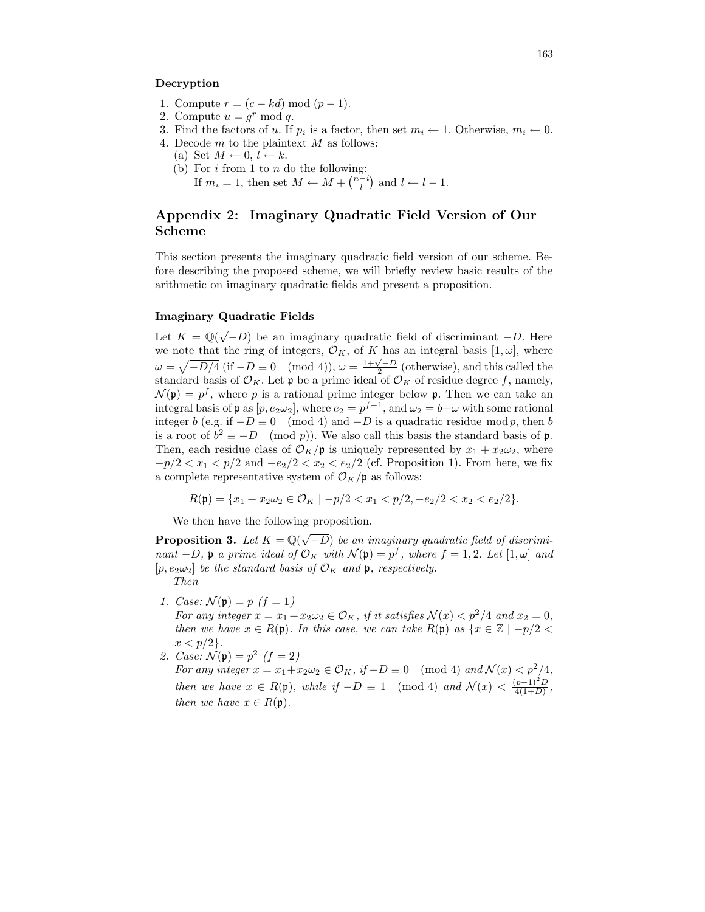**Decryption**

1. Compute $r = (c - kd) \bmod (p - 1)$.
2. Compute $u = g^r \bmod q$.
3. Find the factors of $u$. If $p_i$ is a factor, then set $m_i \leftarrow 1$. Otherwise, $m_i \leftarrow 0$.
4. Decode $m$ to the plaintext $M$ as follows:
   (a) Set $M \leftarrow 0$, $l \leftarrow k$.
   (b) For $i$ from 1 to $n$ do the following:
   If $m_i = 1$, then set $M \leftarrow M + \binom{n-i}{l}$ and $l \leftarrow l - 1$.

## Appendix 2: Imaginary Quadratic Field Version of Our Scheme

This section presents the imaginary quadratic field version of our scheme. Before describing the proposed scheme, we will briefly review basic results of the arithmetic on imaginary quadratic fields and present a proposition.

**Imaginary Quadratic Fields**

Let $K = \mathbb{Q}(\sqrt{-D})$ be an imaginary quadratic field of discriminant $-D$. Here we note that the ring of integers, $\mathcal{O}_K$, of $K$ has an integral basis $[1, \omega]$, where $\omega = \sqrt{-D/4}$ (if $-D \equiv 0 \pmod 4$), $\omega = \frac{1+\sqrt{-D}}{2}$ (otherwise), and this called the standard basis of $\mathcal{O}_K$. Let $\mathfrak{p}$ be a prime ideal of $\mathcal{O}_K$ of residue degree $f$, namely, $\mathcal{N}(\mathfrak{p}) = p^f$, where $p$ is a rational prime integer below $\mathfrak{p}$. Then we can take an integral basis of $\mathfrak{p}$ as $[p, e_2\omega_2]$, where $e_2 = p^{f-1}$, and $\omega_2 = b + \omega$ with some rational integer $b$ (e.g. if $-D \equiv 0 \pmod 4$ and $-D$ is a quadratic residue $\bmod\, p$, then $b$ is a root of $b^2 \equiv -D \pmod p$). We also call this basis the standard basis of $\mathfrak{p}$. Then, each residue class of $\mathcal{O}_K/\mathfrak{p}$ is uniquely represented by $x_1 + x_2\omega_2$, where $-p/2 < x_1 < p/2$ and $-e_2/2 < x_2 < e_2/2$ (cf. Proposition 1). From here, we fix a complete representative system of $\mathcal{O}_K/\mathfrak{p}$ as follows:

$$R(\mathfrak{p}) = \{x_1 + x_2\omega_2 \in \mathcal{O}_K \mid -p/2 < x_1 < p/2, -e_2/2 < x_2 < e_2/2\}.$$

We then have the following proposition.

**Proposition 3.** *Let $K = \mathbb{Q}(\sqrt{-D})$ be an imaginary quadratic field of discriminant $-D$, $\mathfrak{p}$ a prime ideal of $\mathcal{O}_K$ with $\mathcal{N}(\mathfrak{p}) = p^f$, where $f = 1, 2$. Let $[1, \omega]$ and $[p, e_2\omega_2]$ be the standard basis of $\mathcal{O}_K$ and $\mathfrak{p}$, respectively.*
*Then*

1. *Case: $\mathcal{N}(\mathfrak{p}) = p$ ($f = 1$)*
   *For any integer $x = x_1 + x_2\omega_2 \in \mathcal{O}_K$, if it satisfies $\mathcal{N}(x) < p^2/4$ and $x_2 = 0$, then we have $x \in R(\mathfrak{p})$. In this case, we can take $R(\mathfrak{p})$ as $\{x \in \mathbb{Z} \mid -p/2 < x < p/2\}$.*
2. *Case: $\mathcal{N}(\mathfrak{p}) = p^2$ ($f = 2$)*
   *For any integer $x = x_1 + x_2\omega_2 \in \mathcal{O}_K$, if $-D \equiv 0 \pmod 4$ and $\mathcal{N}(x) < p^2/4$, then we have $x \in R(\mathfrak{p})$, while if $-D \equiv 1 \pmod 4$ and $\mathcal{N}(x) < \frac{(p-1)^2 D}{4(1+D)}$, then we have $x \in R(\mathfrak{p})$.*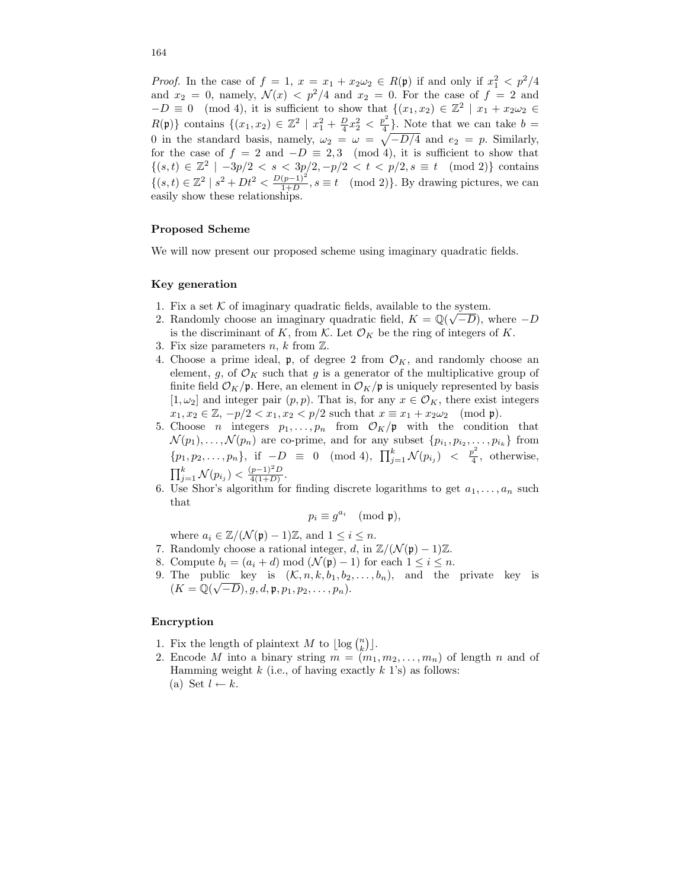*Proof.* In the case of $f = 1$, $x = x_1 + x_2\omega_2 \in R(\mathfrak{p})$ if and only if $x_1^2 < p^2/4$ and $x_2 = 0$, namely, $\mathcal{N}(x) < p^2/4$ and $x_2 = 0$. For the case of $f = 2$ and $-D \equiv 0 \pmod 4$, it is sufficient to show that $\{(x_1, x_2) \in \mathbb{Z}^2 \mid x_1 + x_2\omega_2 \in R(\mathfrak{p})\}$ contains $\{(x_1, x_2) \in \mathbb{Z}^2 \mid x_1^2 + \frac{D}{4}x_2^2 < \frac{p^2}{4}\}$. Note that we can take $b = 0$ in the standard basis, namely, $\omega_2 = \omega = \sqrt{-D/4}$ and $e_2 = p$. Similarly, for the case of $f = 2$ and $-D \equiv 2, 3 \pmod 4$, it is sufficient to show that $\{(s,t) \in \mathbb{Z}^2 \mid -3p/2 < s < 3p/2, -p/2 < t < p/2, s \equiv t \pmod 2\}$ contains $\{(s,t) \in \mathbb{Z}^2 \mid s^2 + Dt^2 < \frac{D(p-1)^2}{1+D}, s \equiv t \pmod 2\}$. By drawing pictures, we can easily show these relationships.

### Proposed Scheme

We will now present our proposed scheme using imaginary quadratic fields.

### Key generation

1. Fix a set $\mathcal{K}$ of imaginary quadratic fields, available to the system.
2. Randomly choose an imaginary quadratic field, $K = \mathbb{Q}(\sqrt{-D})$, where $-D$ is the discriminant of $K$, from $\mathcal{K}$. Let $\mathcal{O}_K$ be the ring of integers of $K$.
3. Fix size parameters $n$, $k$ from $\mathbb{Z}$.
4. Choose a prime ideal, $\mathfrak{p}$, of degree 2 from $\mathcal{O}_K$, and randomly choose an element, $g$, of $\mathcal{O}_K$ such that $g$ is a generator of the multiplicative group of finite field $\mathcal{O}_K/\mathfrak{p}$. Here, an element in $\mathcal{O}_K/\mathfrak{p}$ is uniquely represented by basis $[1, \omega_2]$ and integer pair $(p, p)$. That is, for any $x \in \mathcal{O}_K$, there exist integers $x_1, x_2 \in \mathbb{Z}$, $-p/2 < x_1, x_2 < p/2$ such that $x \equiv x_1 + x_2\omega_2 \pmod{\mathfrak{p}}$.
5. Choose $n$ integers $p_1, \ldots, p_n$ from $\mathcal{O}_K/\mathfrak{p}$ with the condition that $\mathcal{N}(p_1), \ldots, \mathcal{N}(p_n)$ are co-prime, and for any subset $\{p_{i_1}, p_{i_2}, \ldots, p_{i_k}\}$ from $\{p_1, p_2, \ldots, p_n\}$, if $-D \equiv 0 \pmod 4$, $\prod_{j=1}^{k} \mathcal{N}(p_{i_j}) < \frac{p^2}{4}$, otherwise, $\prod_{j=1}^{k} \mathcal{N}(p_{i_j}) < \frac{(p-1)^2 D}{4(1+D)}$.
6. Use Shor's algorithm for finding discrete logarithms to get $a_1, \ldots, a_n$ such that
$$p_i \equiv g^{a_i} \pmod{\mathfrak{p}},$$
where $a_i \in \mathbb{Z}/(\mathcal{N}(\mathfrak{p}) - 1)\mathbb{Z}$, and $1 \le i \le n$.
7. Randomly choose a rational integer, $d$, in $\mathbb{Z}/(\mathcal{N}(\mathfrak{p}) - 1)\mathbb{Z}$.
8. Compute $b_i = (a_i + d) \bmod (\mathcal{N}(\mathfrak{p}) - 1)$ for each $1 \le i \le n$.
9. The public key is $(\mathcal{K}, n, k, b_1, b_2, \ldots, b_n)$, and the private key is $(K = \mathbb{Q}(\sqrt{-D}), g, d, \mathfrak{p}, p_1, p_2, \ldots, p_n)$.

### Encryption

1. Fix the length of plaintext $M$ to $\lfloor \log \binom{n}{k} \rfloor$.
2. Encode $M$ into a binary string $m = (m_1, m_2, \ldots, m_n)$ of length $n$ and of Hamming weight $k$ (i.e., of having exactly $k$ 1's) as follows:
   (a) Set $l \leftarrow k$.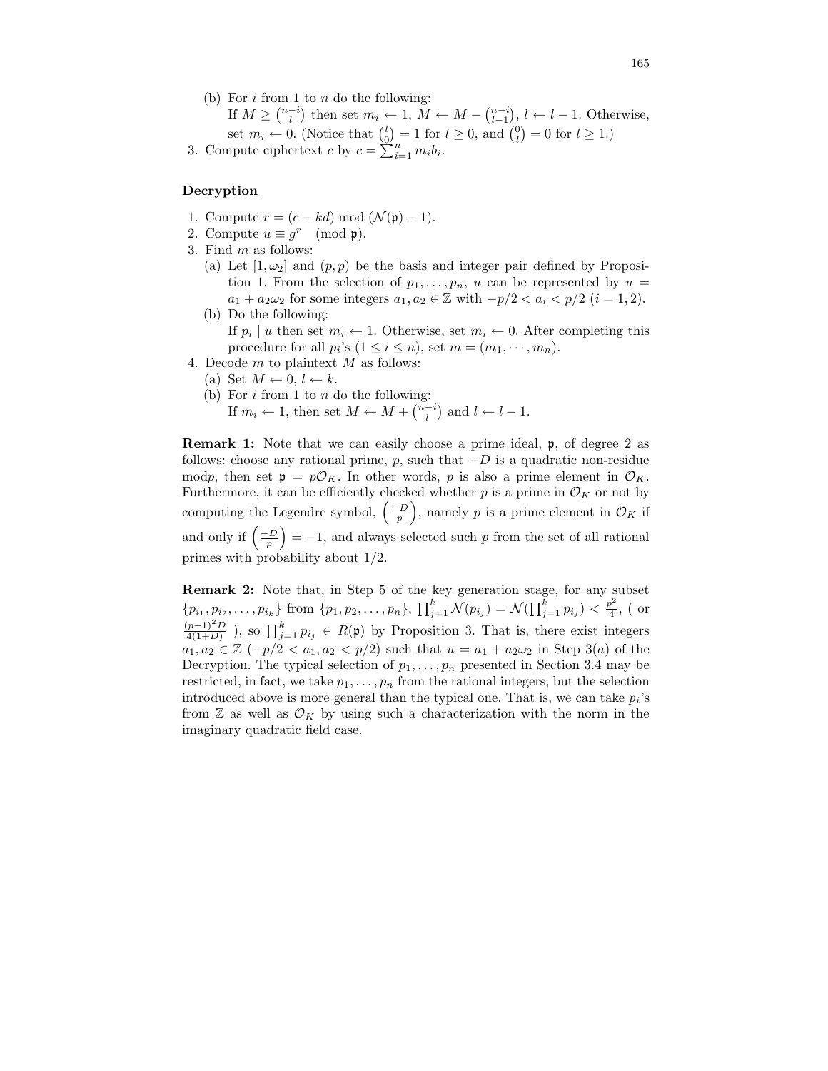(b) For $i$ from 1 to $n$ do the following:
   If $M \geq \binom{n-i}{l}$ then set $m_i \leftarrow 1$, $M \leftarrow M - \binom{n-i}{l-1}$, $l \leftarrow l-1$. Otherwise, set $m_i \leftarrow 0$. (Notice that $\binom{l}{0} = 1$ for $l \geq 0$, and $\binom{0}{l} = 0$ for $l \geq 1$.)

3. Compute ciphertext $c$ by $c = \sum_{i=1}^{n} m_i b_i$.

**Decryption**

1. Compute $r = (c - kd) \bmod (\mathcal{N}(\mathfrak{p}) - 1)$.
2. Compute $u \equiv g^r \pmod{\mathfrak{p}}$.
3. Find $m$ as follows:
   (a) Let $[1, \omega_2]$ and $(p, p)$ be the basis and integer pair defined by Proposition 1. From the selection of $p_1, \ldots, p_n$, $u$ can be represented by $u = a_1 + a_2\omega_2$ for some integers $a_1, a_2 \in \mathbb{Z}$ with $-p/2 < a_i < p/2$ $(i = 1, 2)$.
   (b) Do the following:
   If $p_i \mid u$ then set $m_i \leftarrow 1$. Otherwise, set $m_i \leftarrow 0$. After completing this procedure for all $p_i$'s $(1 \leq i \leq n)$, set $m = (m_1, \cdots, m_n)$.
4. Decode $m$ to plaintext $M$ as follows:
   (a) Set $M \leftarrow 0$, $l \leftarrow k$.
   (b) For $i$ from 1 to $n$ do the following:
   If $m_i \leftarrow 1$, then set $M \leftarrow M + \binom{n-i}{l}$ and $l \leftarrow l - 1$.

**Remark 1:** Note that we can easily choose a prime ideal, $\mathfrak{p}$, of degree 2 as follows: choose any rational prime, $p$, such that $-D$ is a quadratic non-residue mod$p$, then set $\mathfrak{p} = p\mathcal{O}_K$. In other words, $p$ is also a prime element in $\mathcal{O}_K$. Furthermore, it can be efficiently checked whether $p$ is a prime in $\mathcal{O}_K$ or not by computing the Legendre symbol, $\left(\frac{-D}{p}\right)$, namely $p$ is a prime element in $\mathcal{O}_K$ if and only if $\left(\frac{-D}{p}\right) = -1$, and always selected such $p$ from the set of all rational primes with probability about 1/2.

**Remark 2:** Note that, in Step 5 of the key generation stage, for any subset $\{p_{i_1}, p_{i_2}, \ldots, p_{i_k}\}$ from $\{p_1, p_2, \ldots, p_n\}$, $\prod_{j=1}^{k} \mathcal{N}(p_{i_j}) = \mathcal{N}(\prod_{j=1}^{k} p_{i_j}) < \frac{p^2}{4}$, ( or $\frac{(p-1)^2 D}{4(1+D)}$ ), so $\prod_{j=1}^{k} p_{i_j} \in R(\mathfrak{p})$ by Proposition 3. That is, there exist integers $a_1, a_2 \in \mathbb{Z}$ $(-p/2 < a_1, a_2 < p/2)$ such that $u = a_1 + a_2\omega_2$ in Step 3(*a*) of the Decryption. The typical selection of $p_1, \ldots, p_n$ presented in Section 3.4 may be restricted, in fact, we take $p_1, \ldots, p_n$ from the rational integers, but the selection introduced above is more general than the typical one. That is, we can take $p_i$'s from $\mathbb{Z}$ as well as $\mathcal{O}_K$ by using such a characterization with the norm in the imaginary quadratic field case.